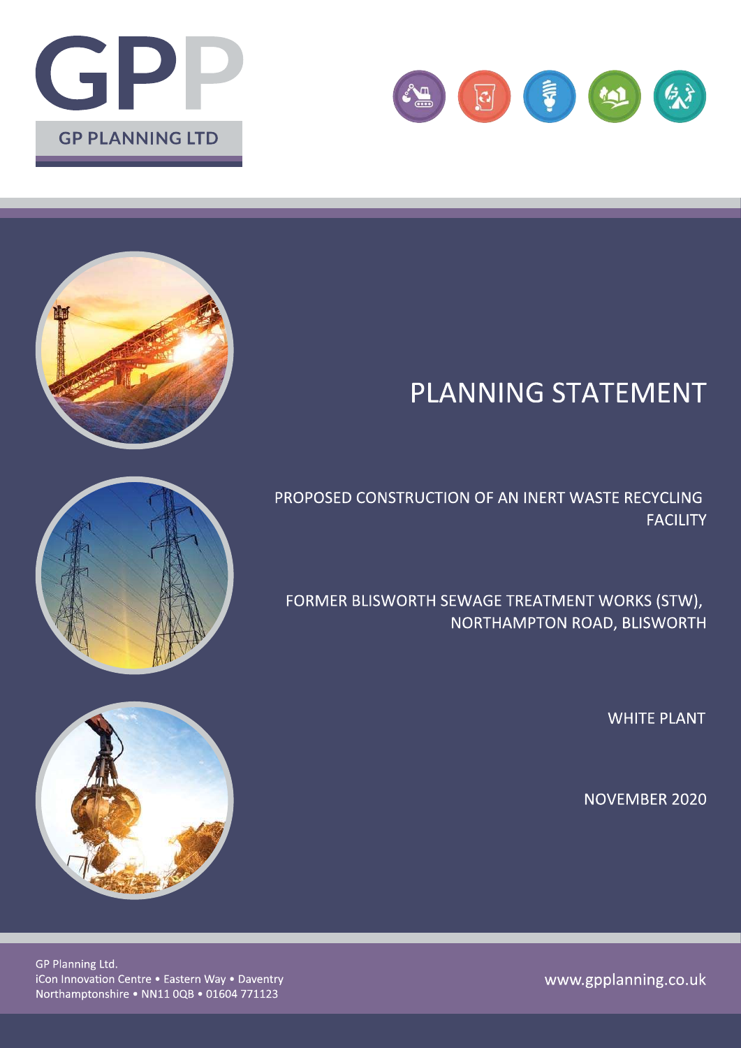GPP

GP PLANNING LTD

# PLANNING STATEMENT

PROPOSED CONSTRUCTION OF AN INERT WASTE RECYCLING FACILITY

FORMER BLISWORTH SEWAGE TREATMENT WORKS (STW), NORTHAMPTON ROAD, BLISWORTH

WHITE PLANT

NOVEMBER 2020

GP Planning Ltd.
iCon Innovation Centre • Eastern Way • Daventry
Northamptonshire • NN11 0QB • 01604 771123

www.gpplanning.co.uk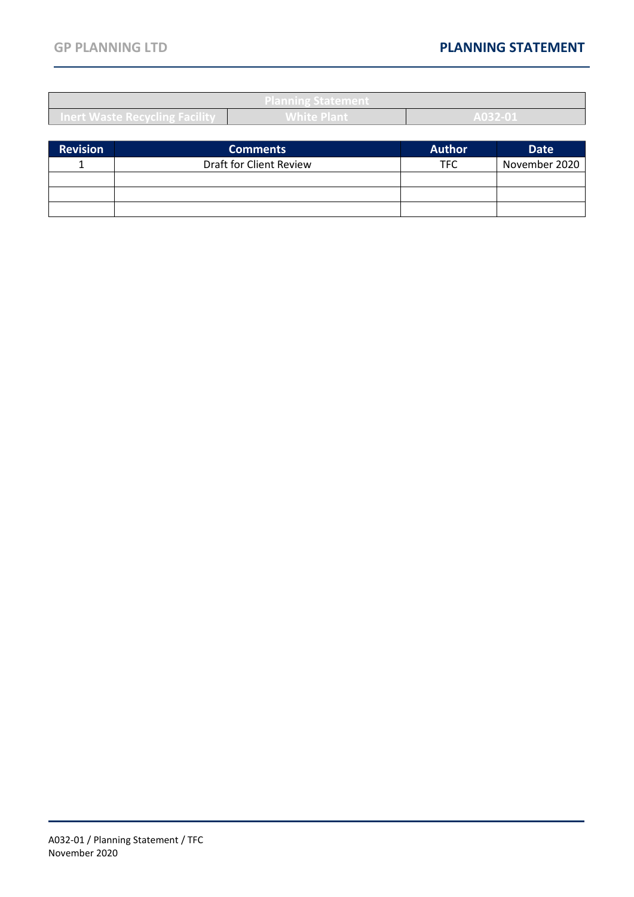| Planning Statement | | |
|---|---|---|
| Inert Waste Recycling Facility | White Plant | A032-01 |

| Revision | Comments | Author | Date |
|---|---|---|---|
| 1 | Draft for Client Review | TFC | November 2020 |
| | | | |
| | | | |
| | | | |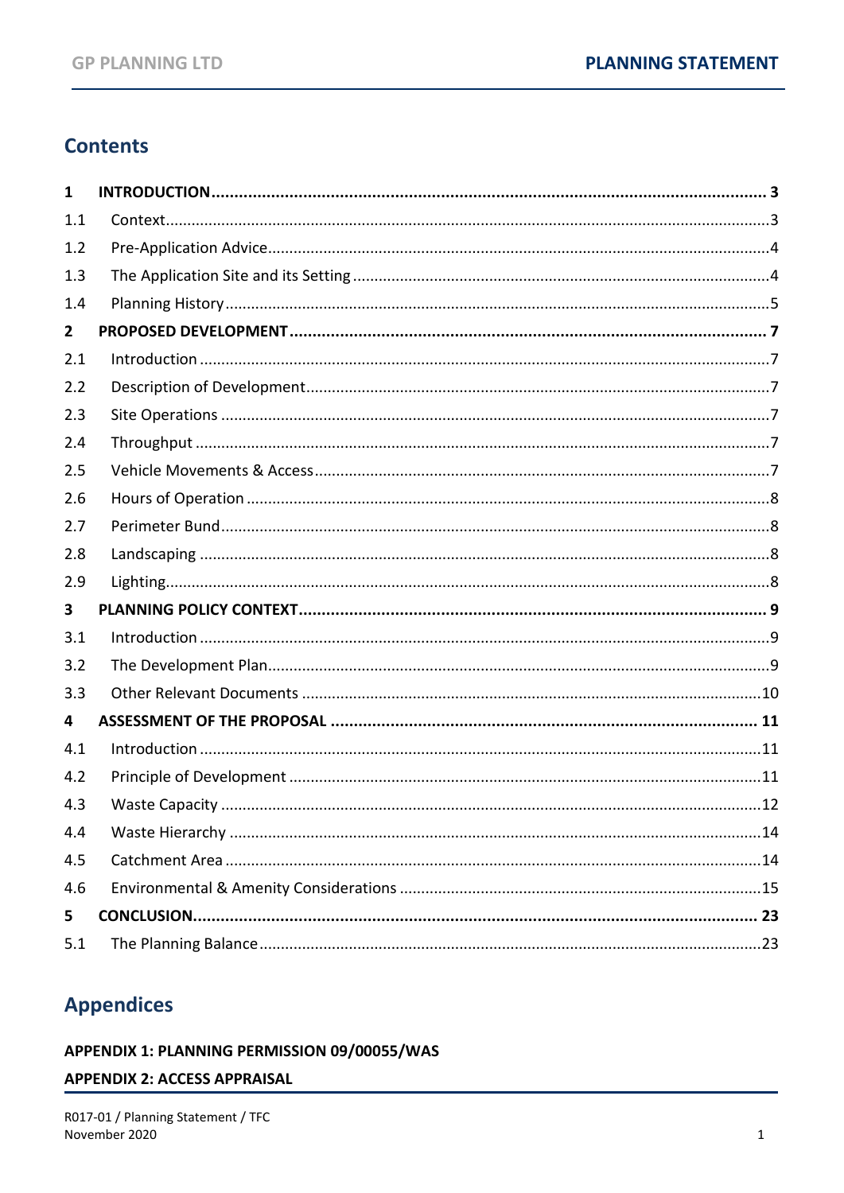## Contents

| | | |
|---|---|---|
| **1** | **INTRODUCTION** | **3** |
| 1.1 | Context | 3 |
| 1.2 | Pre-Application Advice | 4 |
| 1.3 | The Application Site and its Setting | 4 |
| 1.4 | Planning History | 5 |
| **2** | **PROPOSED DEVELOPMENT** | **7** |
| 2.1 | Introduction | 7 |
| 2.2 | Description of Development | 7 |
| 2.3 | Site Operations | 7 |
| 2.4 | Throughput | 7 |
| 2.5 | Vehicle Movements & Access | 7 |
| 2.6 | Hours of Operation | 8 |
| 2.7 | Perimeter Bund | 8 |
| 2.8 | Landscaping | 8 |
| 2.9 | Lighting | 8 |
| **3** | **PLANNING POLICY CONTEXT** | **9** |
| 3.1 | Introduction | 9 |
| 3.2 | The Development Plan | 9 |
| 3.3 | Other Relevant Documents | 10 |
| **4** | **ASSESSMENT OF THE PROPOSAL** | **11** |
| 4.1 | Introduction | 11 |
| 4.2 | Principle of Development | 11 |
| 4.3 | Waste Capacity | 12 |
| 4.4 | Waste Hierarchy | 14 |
| 4.5 | Catchment Area | 14 |
| 4.6 | Environmental & Amenity Considerations | 15 |
| **5** | **CONCLUSION** | **23** |
| 5.1 | The Planning Balance | 23 |

## Appendices

**APPENDIX 1: PLANNING PERMISSION 09/00055/WAS**

**APPENDIX 2: ACCESS APPRAISAL**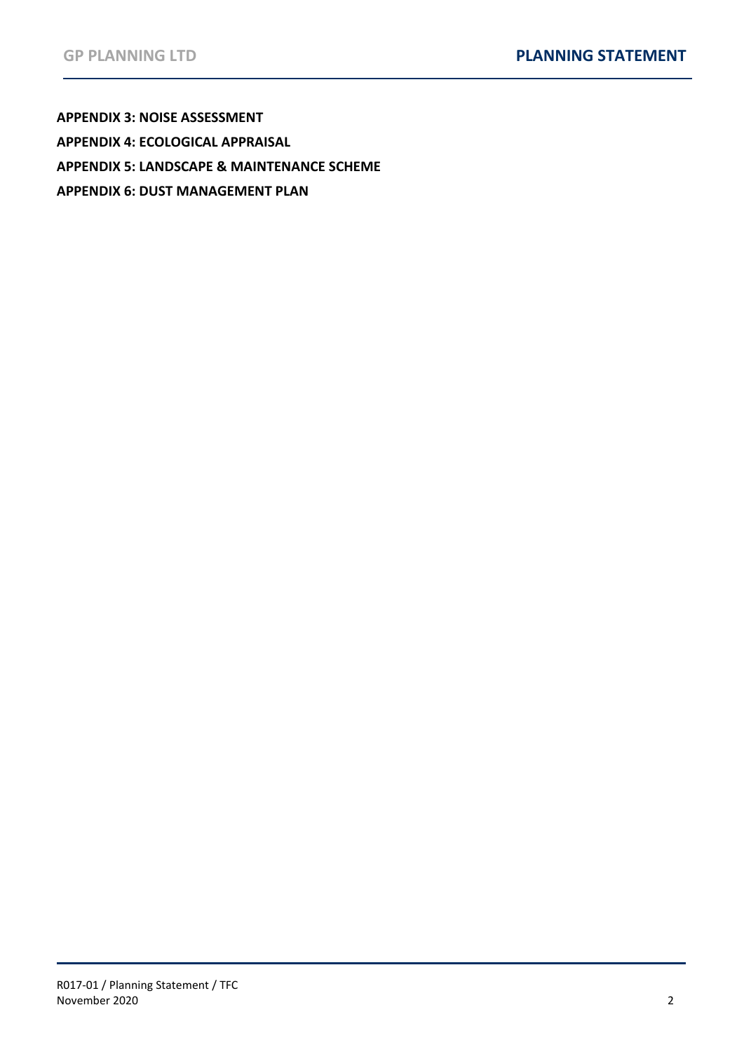**APPENDIX 3: NOISE ASSESSMENT**

**APPENDIX 4: ECOLOGICAL APPRAISAL**

**APPENDIX 5: LANDSCAPE & MAINTENANCE SCHEME**

**APPENDIX 6: DUST MANAGEMENT PLAN**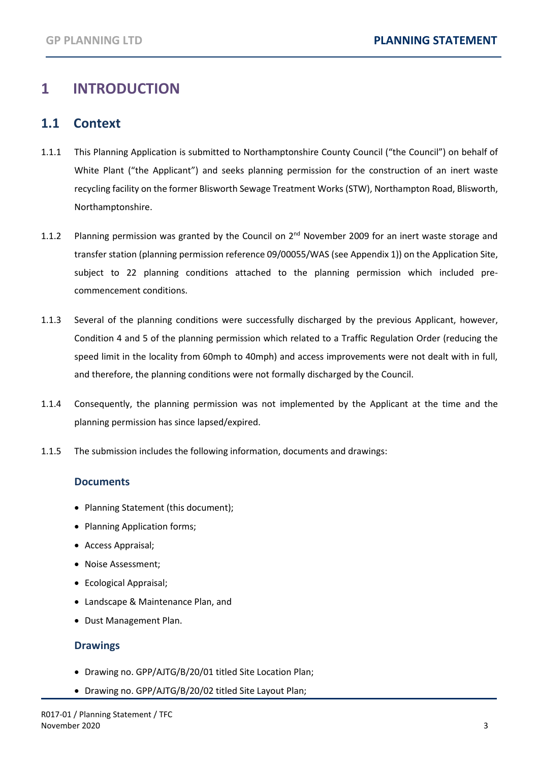# 1 INTRODUCTION

## 1.1 Context

1.1.1 This Planning Application is submitted to Northamptonshire County Council ("the Council") on behalf of White Plant ("the Applicant") and seeks planning permission for the construction of an inert waste recycling facility on the former Blisworth Sewage Treatment Works (STW), Northampton Road, Blisworth, Northamptonshire.

1.1.2 Planning permission was granted by the Council on 2nd November 2009 for an inert waste storage and transfer station (planning permission reference 09/00055/WAS (see Appendix 1)) on the Application Site, subject to 22 planning conditions attached to the planning permission which included pre-commencement conditions.

1.1.3 Several of the planning conditions were successfully discharged by the previous Applicant, however, Condition 4 and 5 of the planning permission which related to a Traffic Regulation Order (reducing the speed limit in the locality from 60mph to 40mph) and access improvements were not dealt with in full, and therefore, the planning conditions were not formally discharged by the Council.

1.1.4 Consequently, the planning permission was not implemented by the Applicant at the time and the planning permission has since lapsed/expired.

1.1.5 The submission includes the following information, documents and drawings:

### Documents

- Planning Statement (this document);
- Planning Application forms;
- Access Appraisal;
- Noise Assessment;
- Ecological Appraisal;
- Landscape & Maintenance Plan, and
- Dust Management Plan.

### Drawings

- Drawing no. GPP/AJTG/B/20/01 titled Site Location Plan;
- Drawing no. GPP/AJTG/B/20/02 titled Site Layout Plan;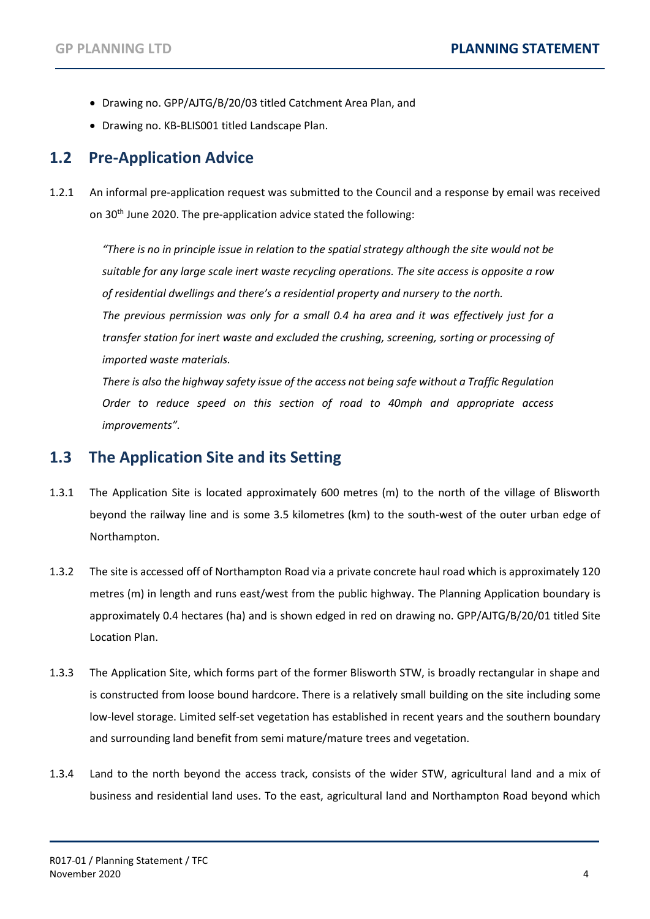- Drawing no. GPP/AJTG/B/20/03 titled Catchment Area Plan, and
- Drawing no. KB-BLIS001 titled Landscape Plan.

## 1.2 Pre-Application Advice

1.2.1 An informal pre-application request was submitted to the Council and a response by email was received on 30th June 2020. The pre-application advice stated the following:

> *"There is no in principle issue in relation to the spatial strategy although the site would not be suitable for any large scale inert waste recycling operations. The site access is opposite a row of residential dwellings and there's a residential property and nursery to the north.*
>
> *The previous permission was only for a small 0.4 ha area and it was effectively just for a transfer station for inert waste and excluded the crushing, screening, sorting or processing of imported waste materials.*
>
> *There is also the highway safety issue of the access not being safe without a Traffic Regulation Order to reduce speed on this section of road to 40mph and appropriate access improvements".*

## 1.3 The Application Site and its Setting

1.3.1 The Application Site is located approximately 600 metres (m) to the north of the village of Blisworth beyond the railway line and is some 3.5 kilometres (km) to the south-west of the outer urban edge of Northampton.

1.3.2 The site is accessed off of Northampton Road via a private concrete haul road which is approximately 120 metres (m) in length and runs east/west from the public highway. The Planning Application boundary is approximately 0.4 hectares (ha) and is shown edged in red on drawing no. GPP/AJTG/B/20/01 titled Site Location Plan.

1.3.3 The Application Site, which forms part of the former Blisworth STW, is broadly rectangular in shape and is constructed from loose bound hardcore. There is a relatively small building on the site including some low-level storage. Limited self-set vegetation has established in recent years and the southern boundary and surrounding land benefit from semi mature/mature trees and vegetation.

1.3.4 Land to the north beyond the access track, consists of the wider STW, agricultural land and a mix of business and residential land uses. To the east, agricultural land and Northampton Road beyond which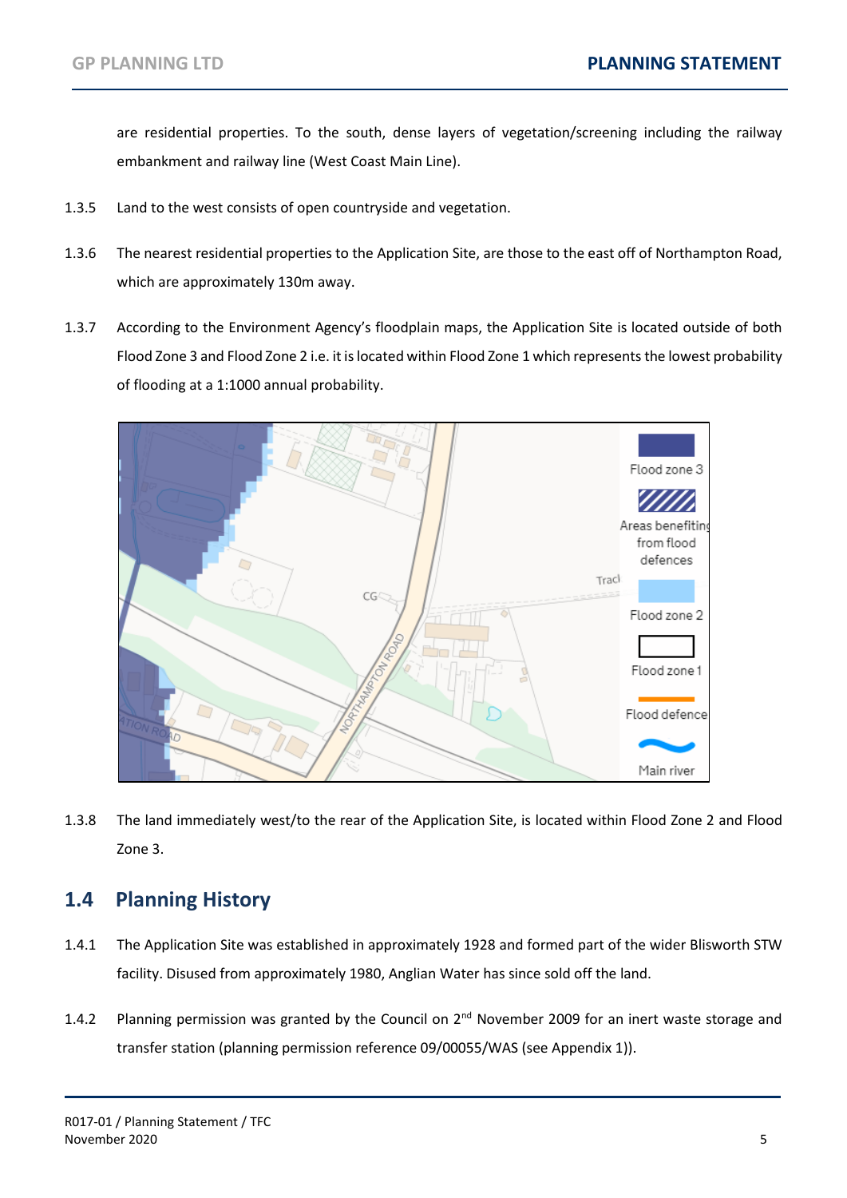are residential properties. To the south, dense layers of vegetation/screening including the railway embankment and railway line (West Coast Main Line).

1.3.5 Land to the west consists of open countryside and vegetation.

1.3.6 The nearest residential properties to the Application Site, are those to the east off of Northampton Road, which are approximately 130m away.

1.3.7 According to the Environment Agency's floodplain maps, the Application Site is located outside of both Flood Zone 3 and Flood Zone 2 i.e. it is located within Flood Zone 1 which represents the lowest probability of flooding at a 1:1000 annual probability.

1.3.8 The land immediately west/to the rear of the Application Site, is located within Flood Zone 2 and Flood Zone 3.

## 1.4 Planning History

1.4.1 The Application Site was established in approximately 1928 and formed part of the wider Blisworth STW facility. Disused from approximately 1980, Anglian Water has since sold off the land.

1.4.2 Planning permission was granted by the Council on 2nd November 2009 for an inert waste storage and transfer station (planning permission reference 09/00055/WAS (see Appendix 1)).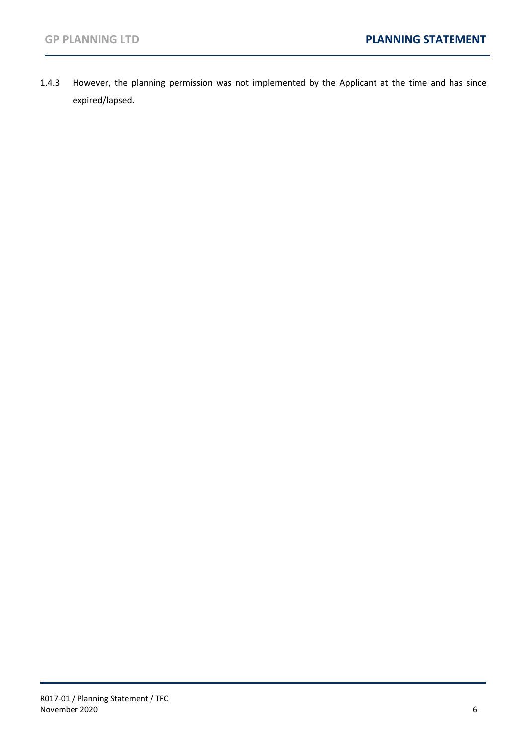1.4.3 However, the planning permission was not implemented by the Applicant at the time and has since expired/lapsed.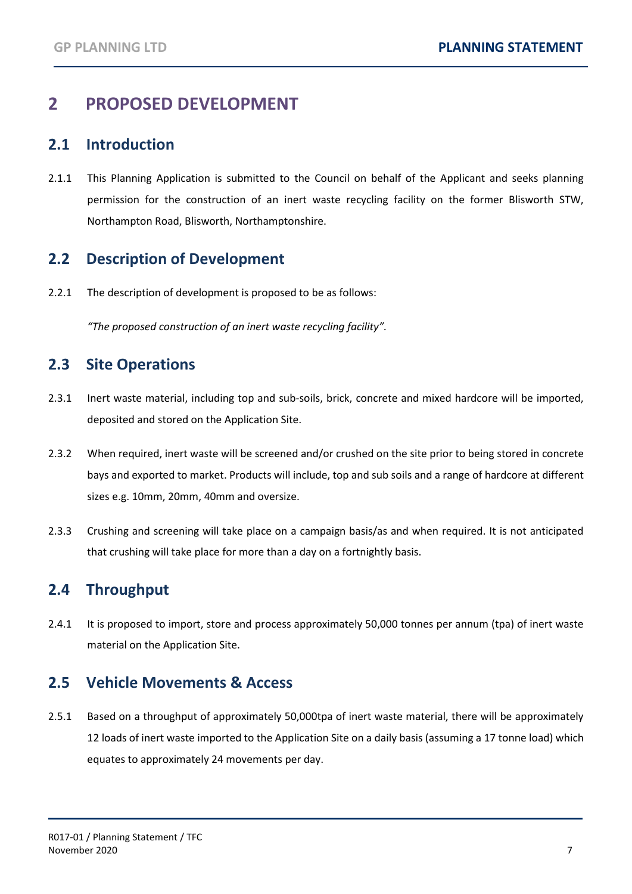# 2 PROPOSED DEVELOPMENT

## 2.1 Introduction

2.1.1 This Planning Application is submitted to the Council on behalf of the Applicant and seeks planning permission for the construction of an inert waste recycling facility on the former Blisworth STW, Northampton Road, Blisworth, Northamptonshire.

## 2.2 Description of Development

2.2.1 The description of development is proposed to be as follows:

*"The proposed construction of an inert waste recycling facility".*

## 2.3 Site Operations

2.3.1 Inert waste material, including top and sub-soils, brick, concrete and mixed hardcore will be imported, deposited and stored on the Application Site.

2.3.2 When required, inert waste will be screened and/or crushed on the site prior to being stored in concrete bays and exported to market. Products will include, top and sub soils and a range of hardcore at different sizes e.g. 10mm, 20mm, 40mm and oversize.

2.3.3 Crushing and screening will take place on a campaign basis/as and when required. It is not anticipated that crushing will take place for more than a day on a fortnightly basis.

## 2.4 Throughput

2.4.1 It is proposed to import, store and process approximately 50,000 tonnes per annum (tpa) of inert waste material on the Application Site.

## 2.5 Vehicle Movements & Access

2.5.1 Based on a throughput of approximately 50,000tpa of inert waste material, there will be approximately 12 loads of inert waste imported to the Application Site on a daily basis (assuming a 17 tonne load) which equates to approximately 24 movements per day.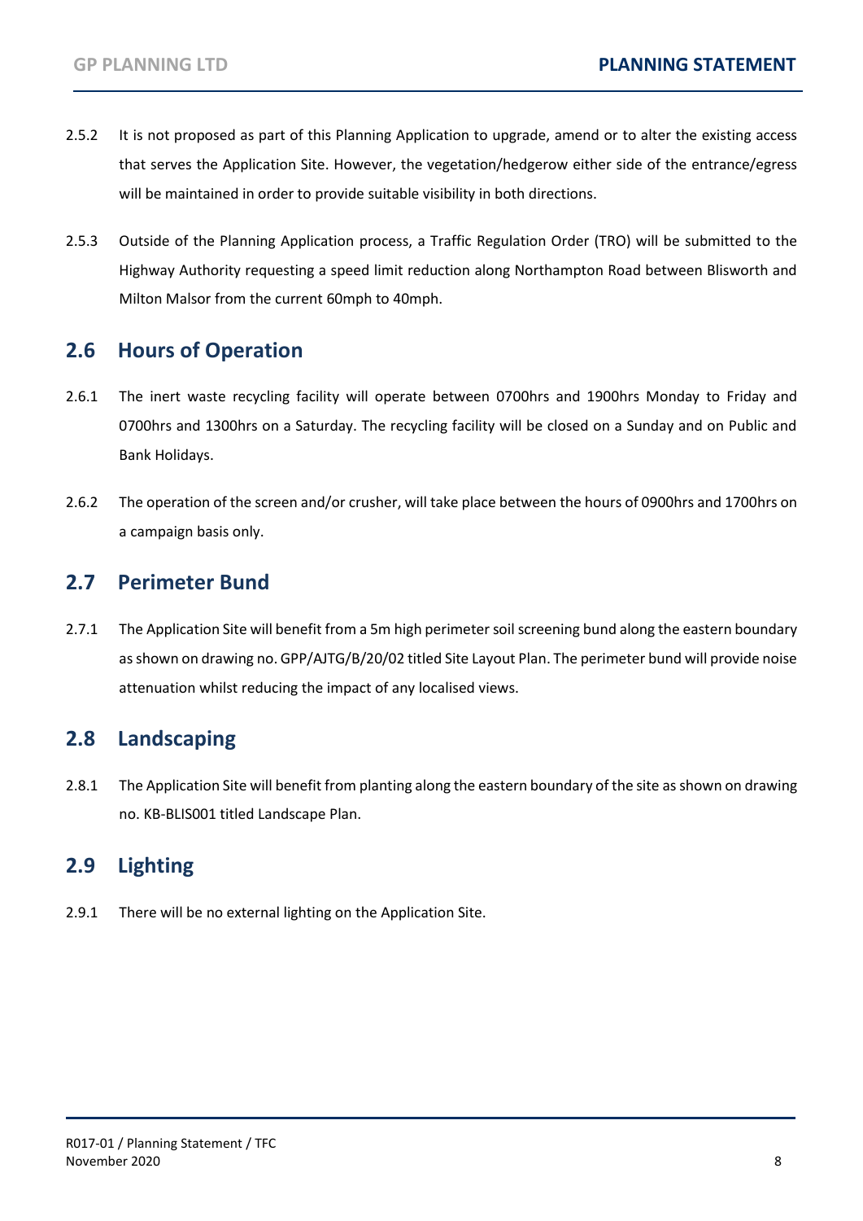2.5.2 It is not proposed as part of this Planning Application to upgrade, amend or to alter the existing access that serves the Application Site. However, the vegetation/hedgerow either side of the entrance/egress will be maintained in order to provide suitable visibility in both directions.

2.5.3 Outside of the Planning Application process, a Traffic Regulation Order (TRO) will be submitted to the Highway Authority requesting a speed limit reduction along Northampton Road between Blisworth and Milton Malsor from the current 60mph to 40mph.

## 2.6 Hours of Operation

2.6.1 The inert waste recycling facility will operate between 0700hrs and 1900hrs Monday to Friday and 0700hrs and 1300hrs on a Saturday. The recycling facility will be closed on a Sunday and on Public and Bank Holidays.

2.6.2 The operation of the screen and/or crusher, will take place between the hours of 0900hrs and 1700hrs on a campaign basis only.

## 2.7 Perimeter Bund

2.7.1 The Application Site will benefit from a 5m high perimeter soil screening bund along the eastern boundary as shown on drawing no. GPP/AJTG/B/20/02 titled Site Layout Plan. The perimeter bund will provide noise attenuation whilst reducing the impact of any localised views.

## 2.8 Landscaping

2.8.1 The Application Site will benefit from planting along the eastern boundary of the site as shown on drawing no. KB-BLIS001 titled Landscape Plan.

## 2.9 Lighting

2.9.1 There will be no external lighting on the Application Site.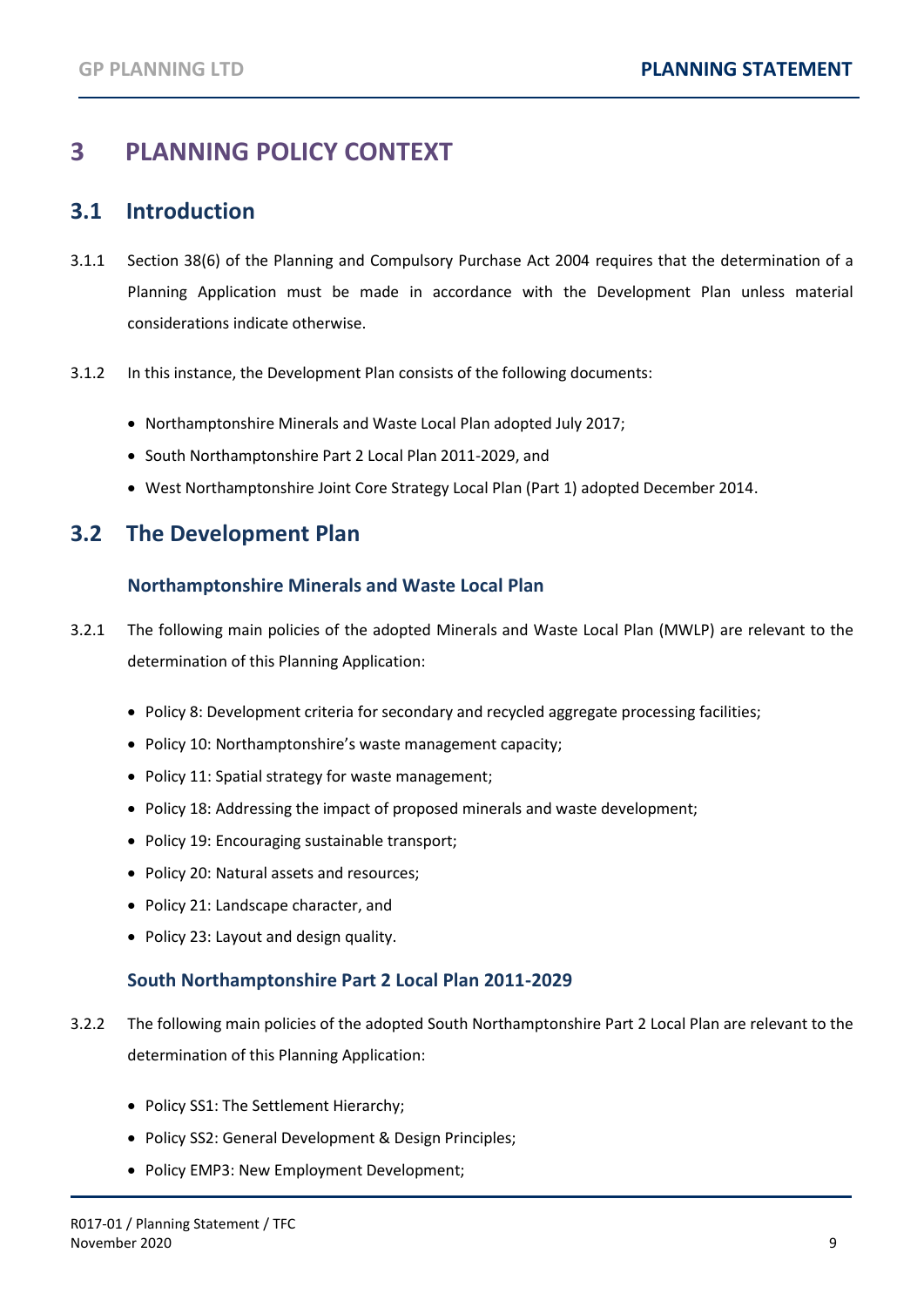# 3 PLANNING POLICY CONTEXT

## 3.1 Introduction

3.1.1 Section 38(6) of the Planning and Compulsory Purchase Act 2004 requires that the determination of a Planning Application must be made in accordance with the Development Plan unless material considerations indicate otherwise.

3.1.2 In this instance, the Development Plan consists of the following documents:

- Northamptonshire Minerals and Waste Local Plan adopted July 2017;
- South Northamptonshire Part 2 Local Plan 2011-2029, and
- West Northamptonshire Joint Core Strategy Local Plan (Part 1) adopted December 2014.

## 3.2 The Development Plan

### Northamptonshire Minerals and Waste Local Plan

3.2.1 The following main policies of the adopted Minerals and Waste Local Plan (MWLP) are relevant to the determination of this Planning Application:

- Policy 8: Development criteria for secondary and recycled aggregate processing facilities;
- Policy 10: Northamptonshire's waste management capacity;
- Policy 11: Spatial strategy for waste management;
- Policy 18: Addressing the impact of proposed minerals and waste development;
- Policy 19: Encouraging sustainable transport;
- Policy 20: Natural assets and resources;
- Policy 21: Landscape character, and
- Policy 23: Layout and design quality.

### South Northamptonshire Part 2 Local Plan 2011-2029

3.2.2 The following main policies of the adopted South Northamptonshire Part 2 Local Plan are relevant to the determination of this Planning Application:

- Policy SS1: The Settlement Hierarchy;
- Policy SS2: General Development & Design Principles;
- Policy EMP3: New Employment Development;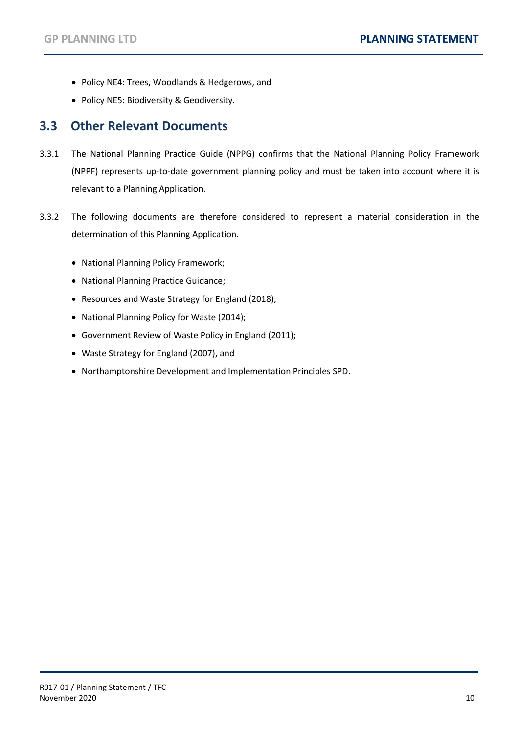- Policy NE4: Trees, Woodlands & Hedgerows, and
- Policy NE5: Biodiversity & Geodiversity.

## 3.3 Other Relevant Documents

3.3.1 The National Planning Practice Guide (NPPG) confirms that the National Planning Policy Framework (NPPF) represents up-to-date government planning policy and must be taken into account where it is relevant to a Planning Application.

3.3.2 The following documents are therefore considered to represent a material consideration in the determination of this Planning Application.

- National Planning Policy Framework;
- National Planning Practice Guidance;
- Resources and Waste Strategy for England (2018);
- National Planning Policy for Waste (2014);
- Government Review of Waste Policy in England (2011);
- Waste Strategy for England (2007), and
- Northamptonshire Development and Implementation Principles SPD.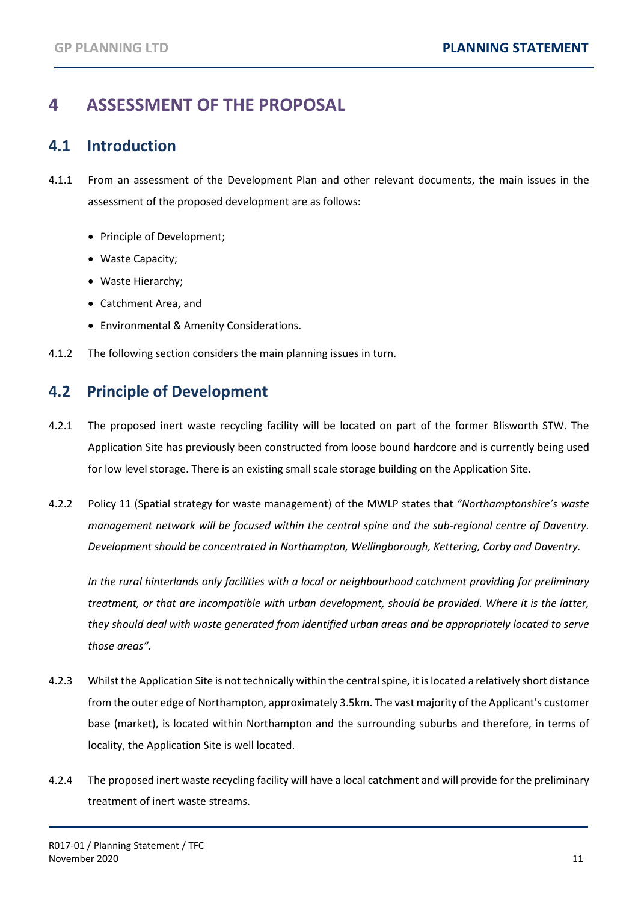# 4 ASSESSMENT OF THE PROPOSAL

## 4.1 Introduction

4.1.1 From an assessment of the Development Plan and other relevant documents, the main issues in the assessment of the proposed development are as follows:

- Principle of Development;
- Waste Capacity;
- Waste Hierarchy;
- Catchment Area, and
- Environmental & Amenity Considerations.

4.1.2 The following section considers the main planning issues in turn.

## 4.2 Principle of Development

4.2.1 The proposed inert waste recycling facility will be located on part of the former Blisworth STW. The Application Site has previously been constructed from loose bound hardcore and is currently being used for low level storage. There is an existing small scale storage building on the Application Site.

4.2.2 Policy 11 (Spatial strategy for waste management) of the MWLP states that *"Northamptonshire's waste management network will be focused within the central spine and the sub-regional centre of Daventry. Development should be concentrated in Northampton, Wellingborough, Kettering, Corby and Daventry.*

*In the rural hinterlands only facilities with a local or neighbourhood catchment providing for preliminary treatment, or that are incompatible with urban development, should be provided. Where it is the latter, they should deal with waste generated from identified urban areas and be appropriately located to serve those areas".*

4.2.3 Whilst the Application Site is not technically within the central spine, it is located a relatively short distance from the outer edge of Northampton, approximately 3.5km. The vast majority of the Applicant's customer base (market), is located within Northampton and the surrounding suburbs and therefore, in terms of locality, the Application Site is well located.

4.2.4 The proposed inert waste recycling facility will have a local catchment and will provide for the preliminary treatment of inert waste streams.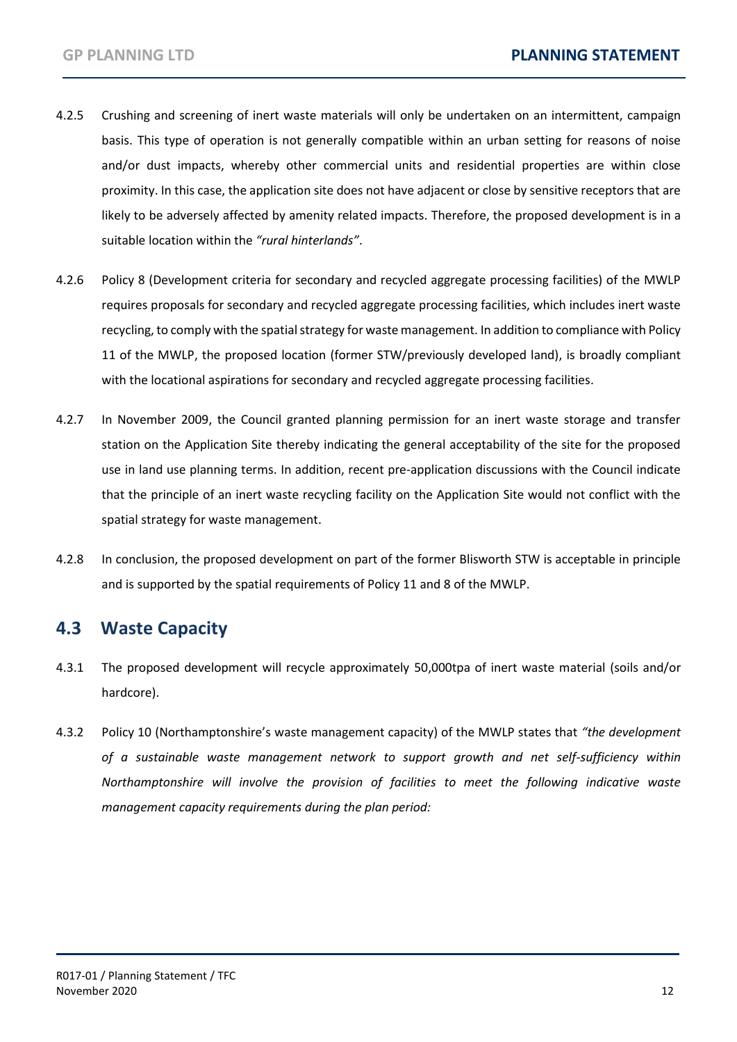4.2.5 Crushing and screening of inert waste materials will only be undertaken on an intermittent, campaign basis. This type of operation is not generally compatible within an urban setting for reasons of noise and/or dust impacts, whereby other commercial units and residential properties are within close proximity. In this case, the application site does not have adjacent or close by sensitive receptors that are likely to be adversely affected by amenity related impacts. Therefore, the proposed development is in a suitable location within the *"rural hinterlands"*.

4.2.6 Policy 8 (Development criteria for secondary and recycled aggregate processing facilities) of the MWLP requires proposals for secondary and recycled aggregate processing facilities, which includes inert waste recycling, to comply with the spatial strategy for waste management. In addition to compliance with Policy 11 of the MWLP, the proposed location (former STW/previously developed land), is broadly compliant with the locational aspirations for secondary and recycled aggregate processing facilities.

4.2.7 In November 2009, the Council granted planning permission for an inert waste storage and transfer station on the Application Site thereby indicating the general acceptability of the site for the proposed use in land use planning terms. In addition, recent pre-application discussions with the Council indicate that the principle of an inert waste recycling facility on the Application Site would not conflict with the spatial strategy for waste management.

4.2.8 In conclusion, the proposed development on part of the former Blisworth STW is acceptable in principle and is supported by the spatial requirements of Policy 11 and 8 of the MWLP.

## 4.3 Waste Capacity

4.3.1 The proposed development will recycle approximately 50,000tpa of inert waste material (soils and/or hardcore).

4.3.2 Policy 10 (Northamptonshire's waste management capacity) of the MWLP states that *"the development of a sustainable waste management network to support growth and net self-sufficiency within Northamptonshire will involve the provision of facilities to meet the following indicative waste management capacity requirements during the plan period:*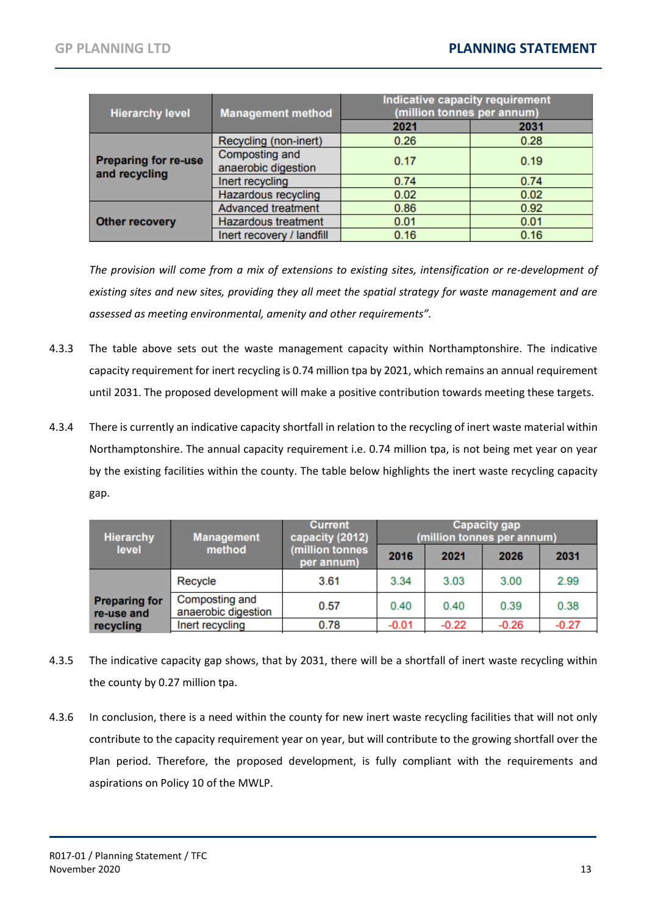| Hierarchy level | Management method | Indicative capacity requirement (million tonnes per annum) | |
|---|---|---|---|
| | | 2021 | 2031 |
| Preparing for re-use and recycling | Recycling (non-inert) | 0.26 | 0.28 |
| | Composting and anaerobic digestion | 0.17 | 0.19 |
| | Inert recycling | 0.74 | 0.74 |
| | Hazardous recycling | 0.02 | 0.02 |
| Other recovery | Advanced treatment | 0.86 | 0.92 |
| | Hazardous treatment | 0.01 | 0.01 |
| | Inert recovery / landfill | 0.16 | 0.16 |

*The provision will come from a mix of extensions to existing sites, intensification or re-development of existing sites and new sites, providing they all meet the spatial strategy for waste management and are assessed as meeting environmental, amenity and other requirements".*

4.3.3 The table above sets out the waste management capacity within Northamptonshire. The indicative capacity requirement for inert recycling is 0.74 million tpa by 2021, which remains an annual requirement until 2031. The proposed development will make a positive contribution towards meeting these targets.

4.3.4 There is currently an indicative capacity shortfall in relation to the recycling of inert waste material within Northamptonshire. The annual capacity requirement i.e. 0.74 million tpa, is not being met year on year by the existing facilities within the county. The table below highlights the inert waste recycling capacity gap.

| Hierarchy level | Management method | Current capacity (2012) (million tonnes per annum) | Capacity gap (million tonnes per annum) | | | |
|---|---|---|---|---|---|---|
| | | | 2016 | 2021 | 2026 | 2031 |
| Preparing for re-use and recycling | Recycle | 3.61 | 3.34 | 3.03 | 3.00 | 2.99 |
| | Composting and anaerobic digestion | 0.57 | 0.40 | 0.40 | 0.39 | 0.38 |
| | Inert recycling | 0.78 | -0.01 | -0.22 | -0.26 | -0.27 |

4.3.5 The indicative capacity gap shows, that by 2031, there will be a shortfall of inert waste recycling within the county by 0.27 million tpa.

4.3.6 In conclusion, there is a need within the county for new inert waste recycling facilities that will not only contribute to the capacity requirement year on year, but will contribute to the growing shortfall over the Plan period. Therefore, the proposed development, is fully compliant with the requirements and aspirations on Policy 10 of the MWLP.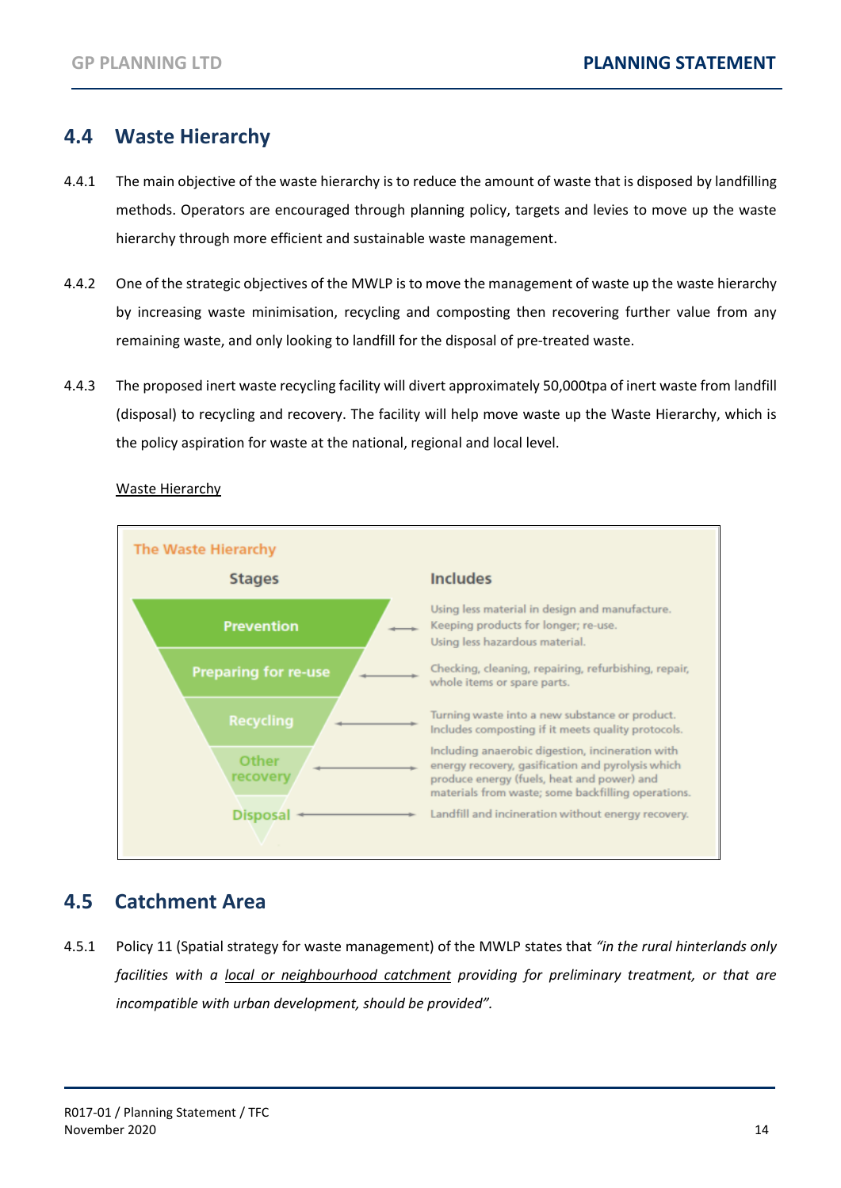## 4.4 Waste Hierarchy

4.4.1 The main objective of the waste hierarchy is to reduce the amount of waste that is disposed by landfilling methods. Operators are encouraged through planning policy, targets and levies to move up the waste hierarchy through more efficient and sustainable waste management.

4.4.2 One of the strategic objectives of the MWLP is to move the management of waste up the waste hierarchy by increasing waste minimisation, recycling and composting then recovering further value from any remaining waste, and only looking to landfill for the disposal of pre-treated waste.

4.4.3 The proposed inert waste recycling facility will divert approximately 50,000tpa of inert waste from landfill (disposal) to recycling and recovery. The facility will help move waste up the Waste Hierarchy, which is the policy aspiration for waste at the national, regional and local level.

<u>Waste Hierarchy</u>

The Waste Hierarchy

| Stages | Includes |
| --- | --- |
| Prevention | Using less material in design and manufacture. Keeping products for longer; re-use. Using less hazardous material. |
| Preparing for re-use | Checking, cleaning, repairing, refurbishing, repair, whole items or spare parts. |
| Recycling | Turning waste into a new substance or product. Includes composting if it meets quality protocols. |
| Other recovery | Including anaerobic digestion, incineration with energy recovery, gasification and pyrolysis which produce energy (fuels, heat and power) and materials from waste; some backfilling operations. |
| Disposal | Landfill and incineration without energy recovery. |

## 4.5 Catchment Area

4.5.1 Policy 11 (Spatial strategy for waste management) of the MWLP states that *"in the rural hinterlands only facilities with a <u>local or neighbourhood catchment</u> providing for preliminary treatment, or that are incompatible with urban development, should be provided".*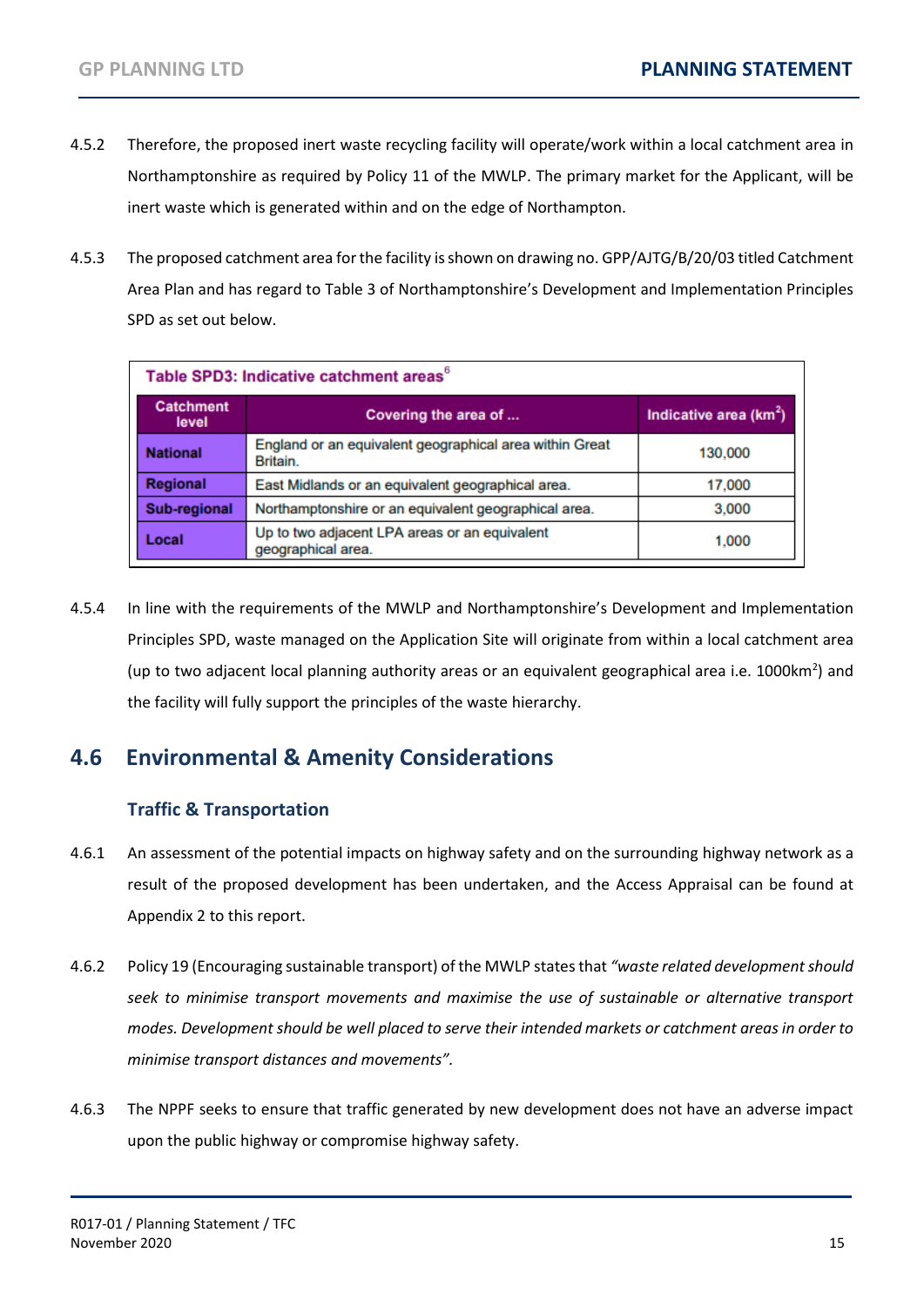4.5.2 Therefore, the proposed inert waste recycling facility will operate/work within a local catchment area in Northamptonshire as required by Policy 11 of the MWLP. The primary market for the Applicant, will be inert waste which is generated within and on the edge of Northampton.

4.5.3 The proposed catchment area for the facility is shown on drawing no. GPP/AJTG/B/20/03 titled Catchment Area Plan and has regard to Table 3 of Northamptonshire's Development and Implementation Principles SPD as set out below.

**Table SPD3: Indicative catchment areas**[6]

| Catchment level | Covering the area of ... | Indicative area ($km^2$) |
|---|---|---|
| **National** | England or an equivalent geographical area within Great Britain. | 130,000 |
| **Regional** | East Midlands or an equivalent geographical area. | 17,000 |
| **Sub-regional** | Northamptonshire or an equivalent geographical area. | 3,000 |
| **Local** | Up to two adjacent LPA areas or an equivalent geographical area. | 1,000 |

4.5.4 In line with the requirements of the MWLP and Northamptonshire's Development and Implementation Principles SPD, waste managed on the Application Site will originate from within a local catchment area (up to two adjacent local planning authority areas or an equivalent geographical area i.e. 1000km$^2$) and the facility will fully support the principles of the waste hierarchy.

## 4.6 Environmental & Amenity Considerations

### Traffic & Transportation

4.6.1 An assessment of the potential impacts on highway safety and on the surrounding highway network as a result of the proposed development has been undertaken, and the Access Appraisal can be found at Appendix 2 to this report.

4.6.2 Policy 19 (Encouraging sustainable transport) of the MWLP states that *"waste related development should seek to minimise transport movements and maximise the use of sustainable or alternative transport modes. Development should be well placed to serve their intended markets or catchment areas in order to minimise transport distances and movements".*

4.6.3 The NPPF seeks to ensure that traffic generated by new development does not have an adverse impact upon the public highway or compromise highway safety.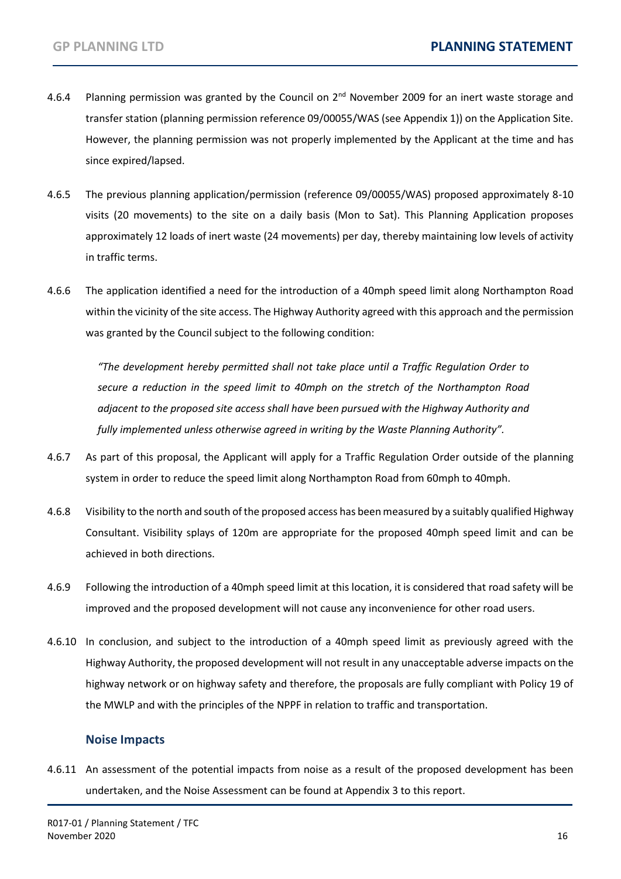4.6.4 Planning permission was granted by the Council on 2nd November 2009 for an inert waste storage and transfer station (planning permission reference 09/00055/WAS (see Appendix 1)) on the Application Site. However, the planning permission was not properly implemented by the Applicant at the time and has since expired/lapsed.

4.6.5 The previous planning application/permission (reference 09/00055/WAS) proposed approximately 8-10 visits (20 movements) to the site on a daily basis (Mon to Sat). This Planning Application proposes approximately 12 loads of inert waste (24 movements) per day, thereby maintaining low levels of activity in traffic terms.

4.6.6 The application identified a need for the introduction of a 40mph speed limit along Northampton Road within the vicinity of the site access. The Highway Authority agreed with this approach and the permission was granted by the Council subject to the following condition:

> *"The development hereby permitted shall not take place until a Traffic Regulation Order to secure a reduction in the speed limit to 40mph on the stretch of the Northampton Road adjacent to the proposed site access shall have been pursued with the Highway Authority and fully implemented unless otherwise agreed in writing by the Waste Planning Authority".*

4.6.7 As part of this proposal, the Applicant will apply for a Traffic Regulation Order outside of the planning system in order to reduce the speed limit along Northampton Road from 60mph to 40mph.

4.6.8 Visibility to the north and south of the proposed access has been measured by a suitably qualified Highway Consultant. Visibility splays of 120m are appropriate for the proposed 40mph speed limit and can be achieved in both directions.

4.6.9 Following the introduction of a 40mph speed limit at this location, it is considered that road safety will be improved and the proposed development will not cause any inconvenience for other road users.

4.6.10 In conclusion, and subject to the introduction of a 40mph speed limit as previously agreed with the Highway Authority, the proposed development will not result in any unacceptable adverse impacts on the highway network or on highway safety and therefore, the proposals are fully compliant with Policy 19 of the MWLP and with the principles of the NPPF in relation to traffic and transportation.

### Noise Impacts

4.6.11 An assessment of the potential impacts from noise as a result of the proposed development has been undertaken, and the Noise Assessment can be found at Appendix 3 to this report.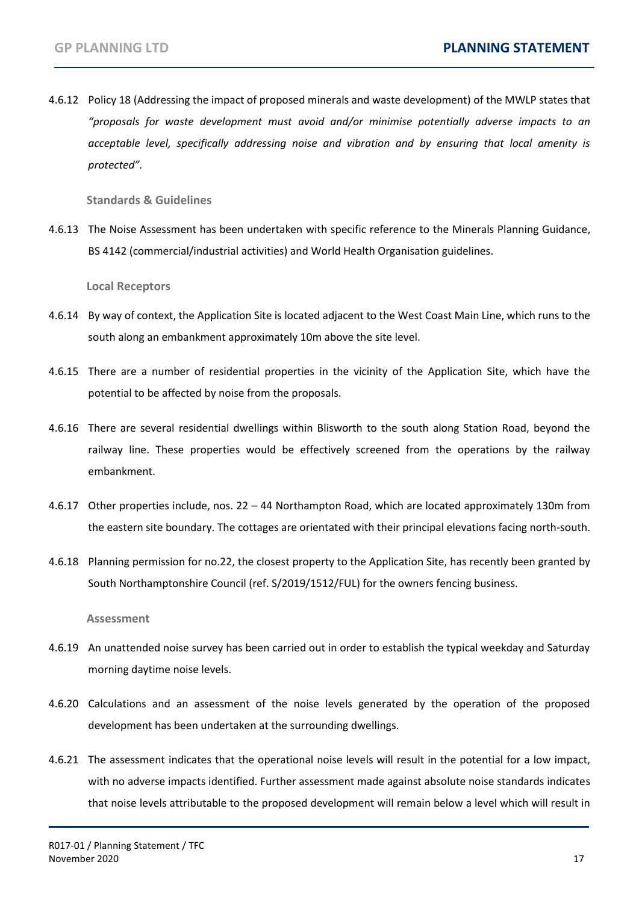4.6.12 Policy 18 (Addressing the impact of proposed minerals and waste development) of the MWLP states that *"proposals for waste development must avoid and/or minimise potentially adverse impacts to an acceptable level, specifically addressing noise and vibration and by ensuring that local amenity is protected".*

**Standards & Guidelines**

4.6.13 The Noise Assessment has been undertaken with specific reference to the Minerals Planning Guidance, BS 4142 (commercial/industrial activities) and World Health Organisation guidelines.

**Local Receptors**

4.6.14 By way of context, the Application Site is located adjacent to the West Coast Main Line, which runs to the south along an embankment approximately 10m above the site level.

4.6.15 There are a number of residential properties in the vicinity of the Application Site, which have the potential to be affected by noise from the proposals.

4.6.16 There are several residential dwellings within Blisworth to the south along Station Road, beyond the railway line. These properties would be effectively screened from the operations by the railway embankment.

4.6.17 Other properties include, nos. 22 – 44 Northampton Road, which are located approximately 130m from the eastern site boundary. The cottages are orientated with their principal elevations facing north-south.

4.6.18 Planning permission for no.22, the closest property to the Application Site, has recently been granted by South Northamptonshire Council (ref. S/2019/1512/FUL) for the owners fencing business.

**Assessment**

4.6.19 An unattended noise survey has been carried out in order to establish the typical weekday and Saturday morning daytime noise levels.

4.6.20 Calculations and an assessment of the noise levels generated by the operation of the proposed development has been undertaken at the surrounding dwellings.

4.6.21 The assessment indicates that the operational noise levels will result in the potential for a low impact, with no adverse impacts identified. Further assessment made against absolute noise standards indicates that noise levels attributable to the proposed development will remain below a level which will result in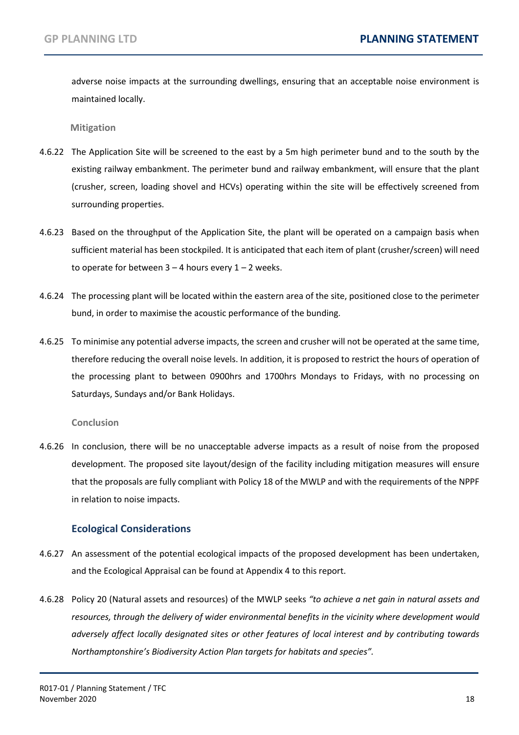adverse noise impacts at the surrounding dwellings, ensuring that an acceptable noise environment is maintained locally.

**Mitigation**

4.6.22 The Application Site will be screened to the east by a 5m high perimeter bund and to the south by the existing railway embankment. The perimeter bund and railway embankment, will ensure that the plant (crusher, screen, loading shovel and HCVs) operating within the site will be effectively screened from surrounding properties.

4.6.23 Based on the throughput of the Application Site, the plant will be operated on a campaign basis when sufficient material has been stockpiled. It is anticipated that each item of plant (crusher/screen) will need to operate for between 3 – 4 hours every 1 – 2 weeks.

4.6.24 The processing plant will be located within the eastern area of the site, positioned close to the perimeter bund, in order to maximise the acoustic performance of the bunding.

4.6.25 To minimise any potential adverse impacts, the screen and crusher will not be operated at the same time, therefore reducing the overall noise levels. In addition, it is proposed to restrict the hours of operation of the processing plant to between 0900hrs and 1700hrs Mondays to Fridays, with no processing on Saturdays, Sundays and/or Bank Holidays.

**Conclusion**

4.6.26 In conclusion, there will be no unacceptable adverse impacts as a result of noise from the proposed development. The proposed site layout/design of the facility including mitigation measures will ensure that the proposals are fully compliant with Policy 18 of the MWLP and with the requirements of the NPPF in relation to noise impacts.

### Ecological Considerations

4.6.27 An assessment of the potential ecological impacts of the proposed development has been undertaken, and the Ecological Appraisal can be found at Appendix 4 to this report.

4.6.28 Policy 20 (Natural assets and resources) of the MWLP seeks *"to achieve a net gain in natural assets and resources, through the delivery of wider environmental benefits in the vicinity where development would adversely affect locally designated sites or other features of local interest and by contributing towards Northamptonshire's Biodiversity Action Plan targets for habitats and species".*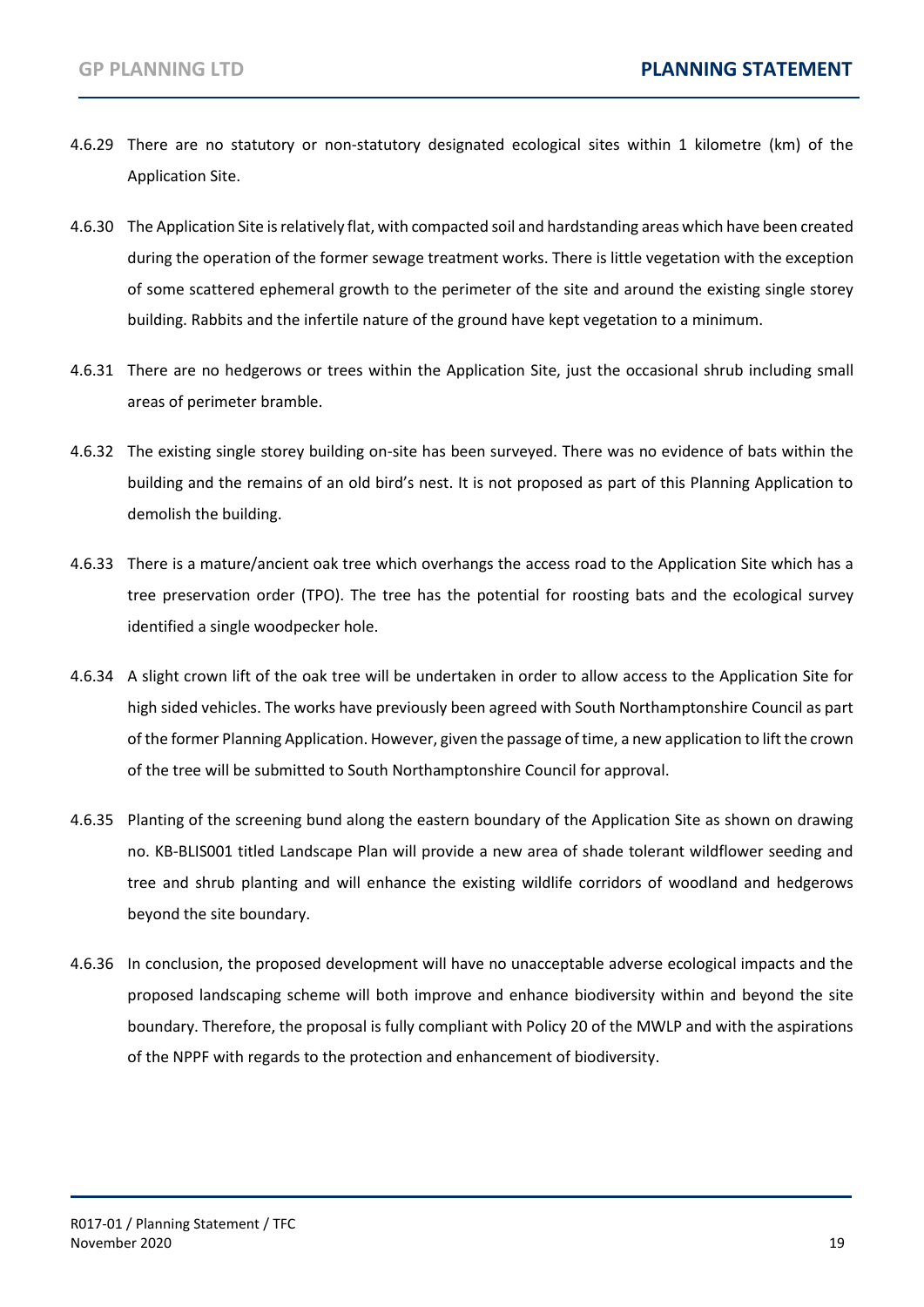4.6.29 There are no statutory or non-statutory designated ecological sites within 1 kilometre (km) of the Application Site.

4.6.30 The Application Site is relatively flat, with compacted soil and hardstanding areas which have been created during the operation of the former sewage treatment works. There is little vegetation with the exception of some scattered ephemeral growth to the perimeter of the site and around the existing single storey building. Rabbits and the infertile nature of the ground have kept vegetation to a minimum.

4.6.31 There are no hedgerows or trees within the Application Site, just the occasional shrub including small areas of perimeter bramble.

4.6.32 The existing single storey building on-site has been surveyed. There was no evidence of bats within the building and the remains of an old bird's nest. It is not proposed as part of this Planning Application to demolish the building.

4.6.33 There is a mature/ancient oak tree which overhangs the access road to the Application Site which has a tree preservation order (TPO). The tree has the potential for roosting bats and the ecological survey identified a single woodpecker hole.

4.6.34 A slight crown lift of the oak tree will be undertaken in order to allow access to the Application Site for high sided vehicles. The works have previously been agreed with South Northamptonshire Council as part of the former Planning Application. However, given the passage of time, a new application to lift the crown of the tree will be submitted to South Northamptonshire Council for approval.

4.6.35 Planting of the screening bund along the eastern boundary of the Application Site as shown on drawing no. KB-BLIS001 titled Landscape Plan will provide a new area of shade tolerant wildflower seeding and tree and shrub planting and will enhance the existing wildlife corridors of woodland and hedgerows beyond the site boundary.

4.6.36 In conclusion, the proposed development will have no unacceptable adverse ecological impacts and the proposed landscaping scheme will both improve and enhance biodiversity within and beyond the site boundary. Therefore, the proposal is fully compliant with Policy 20 of the MWLP and with the aspirations of the NPPF with regards to the protection and enhancement of biodiversity.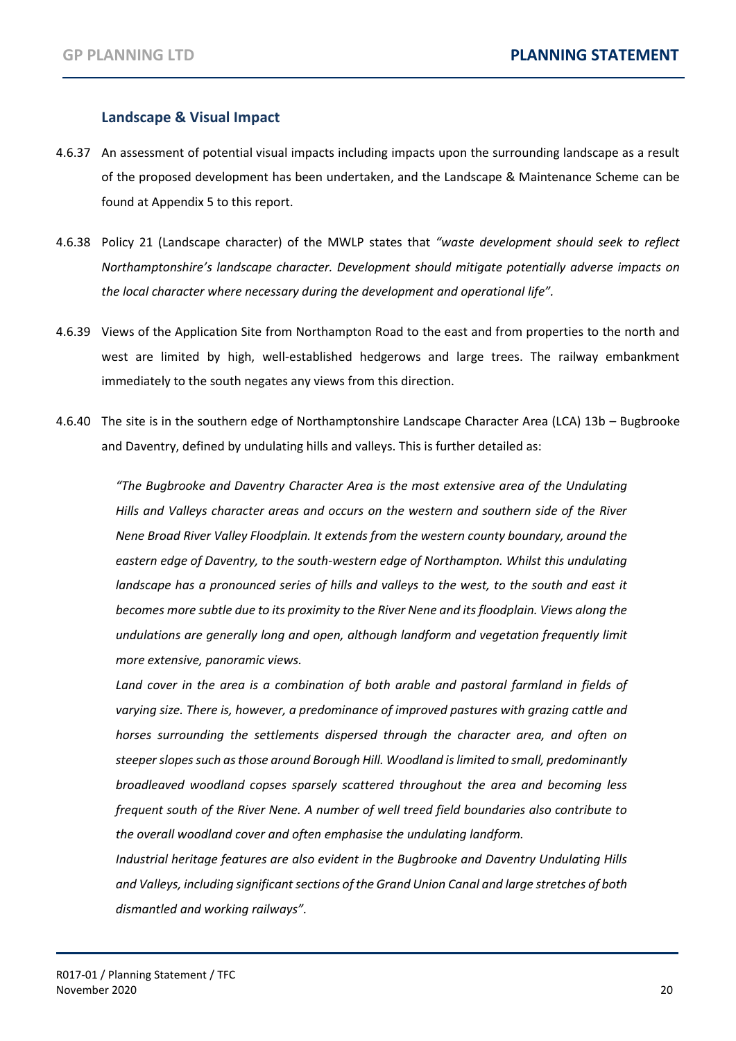### Landscape & Visual Impact

4.6.37 An assessment of potential visual impacts including impacts upon the surrounding landscape as a result of the proposed development has been undertaken, and the Landscape & Maintenance Scheme can be found at Appendix 5 to this report.

4.6.38 Policy 21 (Landscape character) of the MWLP states that *"waste development should seek to reflect Northamptonshire's landscape character. Development should mitigate potentially adverse impacts on the local character where necessary during the development and operational life"*.

4.6.39 Views of the Application Site from Northampton Road to the east and from properties to the north and west are limited by high, well-established hedgerows and large trees. The railway embankment immediately to the south negates any views from this direction.

4.6.40 The site is in the southern edge of Northamptonshire Landscape Character Area (LCA) 13b – Bugbrooke and Daventry, defined by undulating hills and valleys. This is further detailed as:

> *"The Bugbrooke and Daventry Character Area is the most extensive area of the Undulating Hills and Valleys character areas and occurs on the western and southern side of the River Nene Broad River Valley Floodplain. It extends from the western county boundary, around the eastern edge of Daventry, to the south-western edge of Northampton. Whilst this undulating landscape has a pronounced series of hills and valleys to the west, to the south and east it becomes more subtle due to its proximity to the River Nene and its floodplain. Views along the undulations are generally long and open, although landform and vegetation frequently limit more extensive, panoramic views.*
>
> *Land cover in the area is a combination of both arable and pastoral farmland in fields of varying size. There is, however, a predominance of improved pastures with grazing cattle and horses surrounding the settlements dispersed through the character area, and often on steeper slopes such as those around Borough Hill. Woodland is limited to small, predominantly broadleaved woodland copses sparsely scattered throughout the area and becoming less frequent south of the River Nene. A number of well treed field boundaries also contribute to the overall woodland cover and often emphasise the undulating landform.*
>
> *Industrial heritage features are also evident in the Bugbrooke and Daventry Undulating Hills and Valleys, including significant sections of the Grand Union Canal and large stretches of both dismantled and working railways".*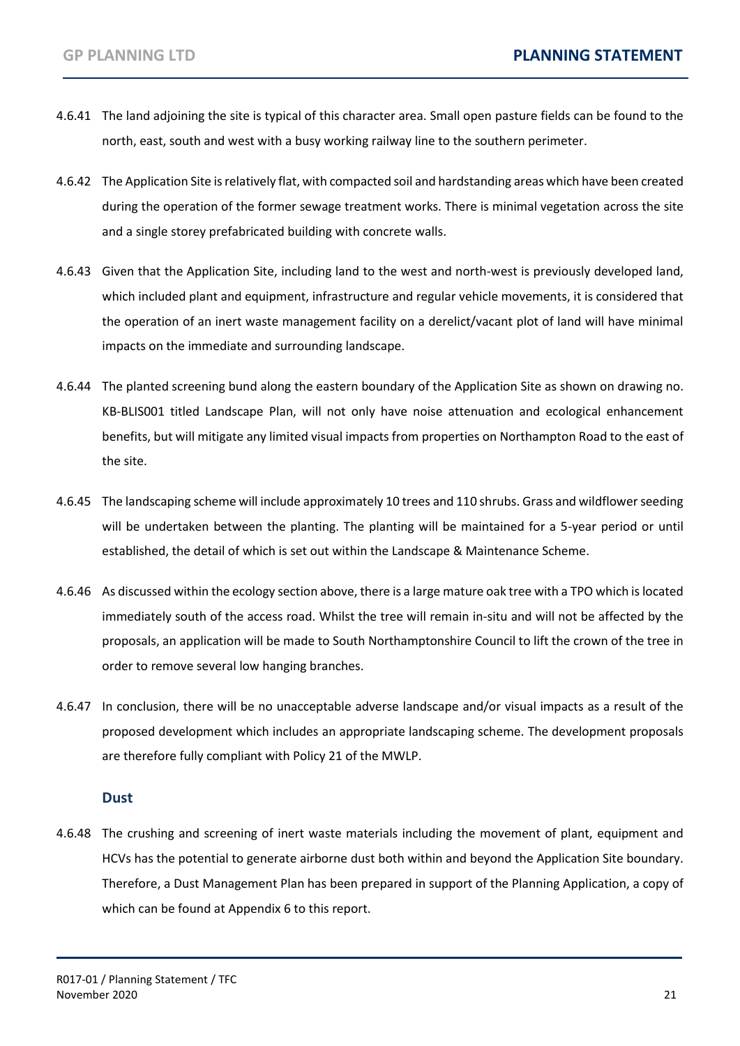4.6.41 The land adjoining the site is typical of this character area. Small open pasture fields can be found to the north, east, south and west with a busy working railway line to the southern perimeter.

4.6.42 The Application Site is relatively flat, with compacted soil and hardstanding areas which have been created during the operation of the former sewage treatment works. There is minimal vegetation across the site and a single storey prefabricated building with concrete walls.

4.6.43 Given that the Application Site, including land to the west and north-west is previously developed land, which included plant and equipment, infrastructure and regular vehicle movements, it is considered that the operation of an inert waste management facility on a derelict/vacant plot of land will have minimal impacts on the immediate and surrounding landscape.

4.6.44 The planted screening bund along the eastern boundary of the Application Site as shown on drawing no. KB-BLIS001 titled Landscape Plan, will not only have noise attenuation and ecological enhancement benefits, but will mitigate any limited visual impacts from properties on Northampton Road to the east of the site.

4.6.45 The landscaping scheme will include approximately 10 trees and 110 shrubs. Grass and wildflower seeding will be undertaken between the planting. The planting will be maintained for a 5-year period or until established, the detail of which is set out within the Landscape & Maintenance Scheme.

4.6.46 As discussed within the ecology section above, there is a large mature oak tree with a TPO which is located immediately south of the access road. Whilst the tree will remain in-situ and will not be affected by the proposals, an application will be made to South Northamptonshire Council to lift the crown of the tree in order to remove several low hanging branches.

4.6.47 In conclusion, there will be no unacceptable adverse landscape and/or visual impacts as a result of the proposed development which includes an appropriate landscaping scheme. The development proposals are therefore fully compliant with Policy 21 of the MWLP.

### Dust

4.6.48 The crushing and screening of inert waste materials including the movement of plant, equipment and HCVs has the potential to generate airborne dust both within and beyond the Application Site boundary. Therefore, a Dust Management Plan has been prepared in support of the Planning Application, a copy of which can be found at Appendix 6 to this report.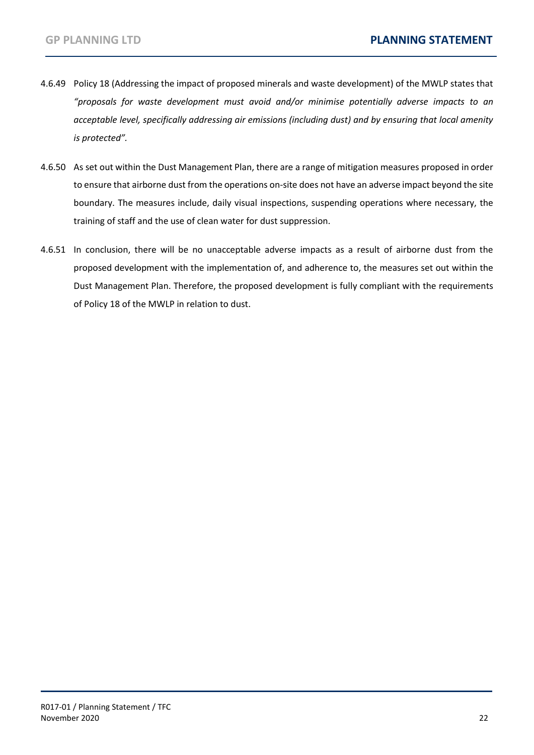4.6.49 Policy 18 (Addressing the impact of proposed minerals and waste development) of the MWLP states that *"proposals for waste development must avoid and/or minimise potentially adverse impacts to an acceptable level, specifically addressing air emissions (including dust) and by ensuring that local amenity is protected".*

4.6.50 As set out within the Dust Management Plan, there are a range of mitigation measures proposed in order to ensure that airborne dust from the operations on-site does not have an adverse impact beyond the site boundary. The measures include, daily visual inspections, suspending operations where necessary, the training of staff and the use of clean water for dust suppression.

4.6.51 In conclusion, there will be no unacceptable adverse impacts as a result of airborne dust from the proposed development with the implementation of, and adherence to, the measures set out within the Dust Management Plan. Therefore, the proposed development is fully compliant with the requirements of Policy 18 of the MWLP in relation to dust.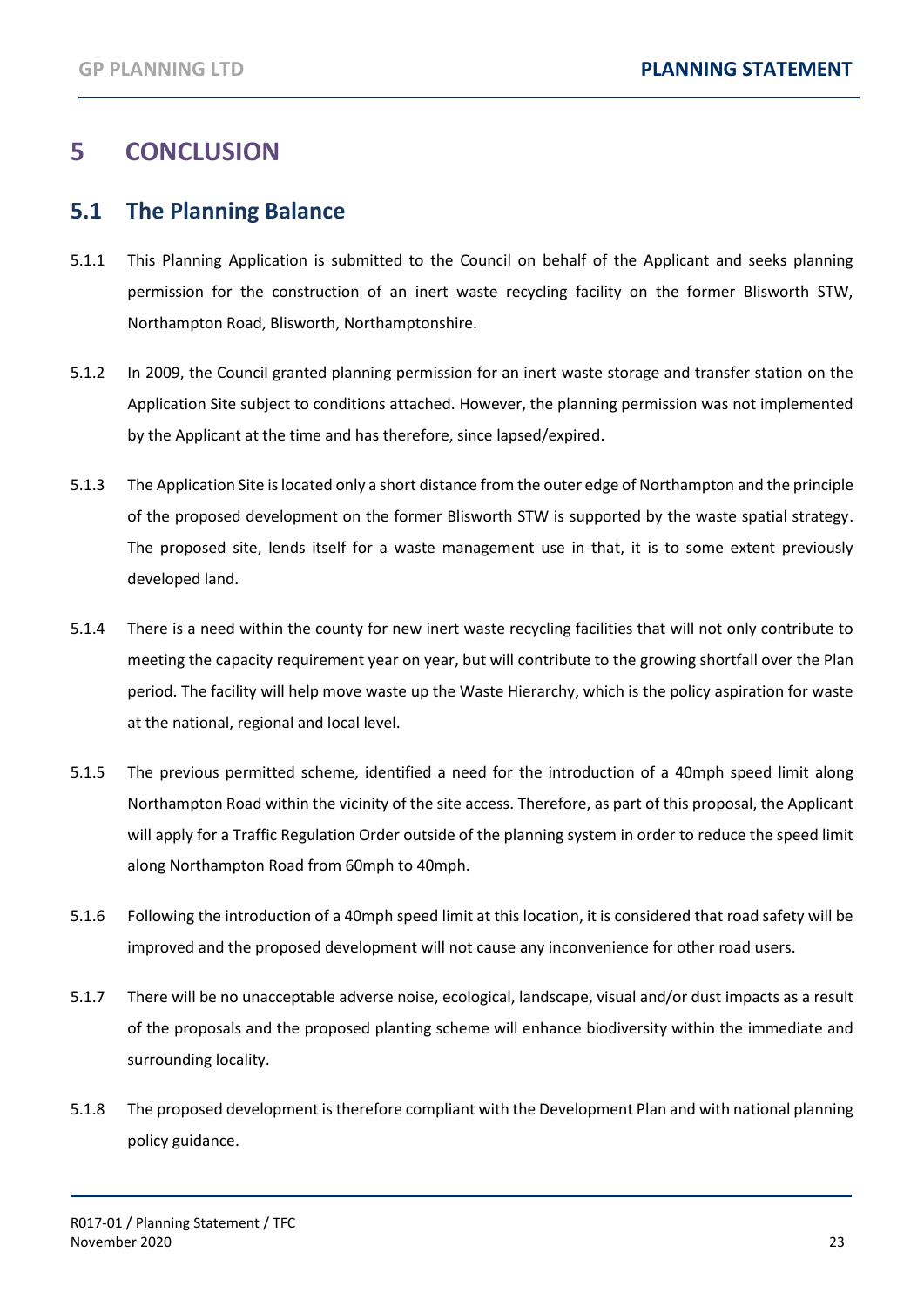# 5 CONCLUSION

## 5.1 The Planning Balance

5.1.1 This Planning Application is submitted to the Council on behalf of the Applicant and seeks planning permission for the construction of an inert waste recycling facility on the former Blisworth STW, Northampton Road, Blisworth, Northamptonshire.

5.1.2 In 2009, the Council granted planning permission for an inert waste storage and transfer station on the Application Site subject to conditions attached. However, the planning permission was not implemented by the Applicant at the time and has therefore, since lapsed/expired.

5.1.3 The Application Site is located only a short distance from the outer edge of Northampton and the principle of the proposed development on the former Blisworth STW is supported by the waste spatial strategy. The proposed site, lends itself for a waste management use in that, it is to some extent previously developed land.

5.1.4 There is a need within the county for new inert waste recycling facilities that will not only contribute to meeting the capacity requirement year on year, but will contribute to the growing shortfall over the Plan period. The facility will help move waste up the Waste Hierarchy, which is the policy aspiration for waste at the national, regional and local level.

5.1.5 The previous permitted scheme, identified a need for the introduction of a 40mph speed limit along Northampton Road within the vicinity of the site access. Therefore, as part of this proposal, the Applicant will apply for a Traffic Regulation Order outside of the planning system in order to reduce the speed limit along Northampton Road from 60mph to 40mph.

5.1.6 Following the introduction of a 40mph speed limit at this location, it is considered that road safety will be improved and the proposed development will not cause any inconvenience for other road users.

5.1.7 There will be no unacceptable adverse noise, ecological, landscape, visual and/or dust impacts as a result of the proposals and the proposed planting scheme will enhance biodiversity within the immediate and surrounding locality.

5.1.8 The proposed development is therefore compliant with the Development Plan and with national planning policy guidance.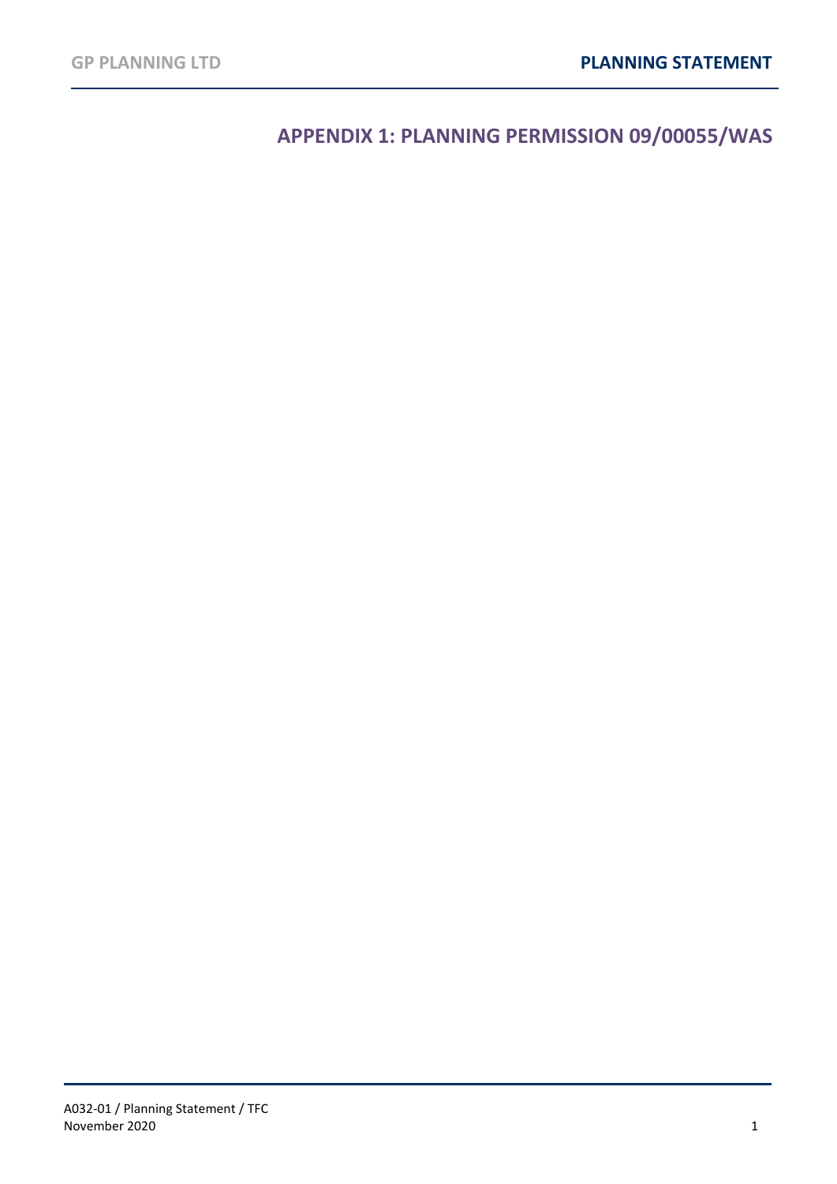# APPENDIX 1: PLANNING PERMISSION 09/00055/WAS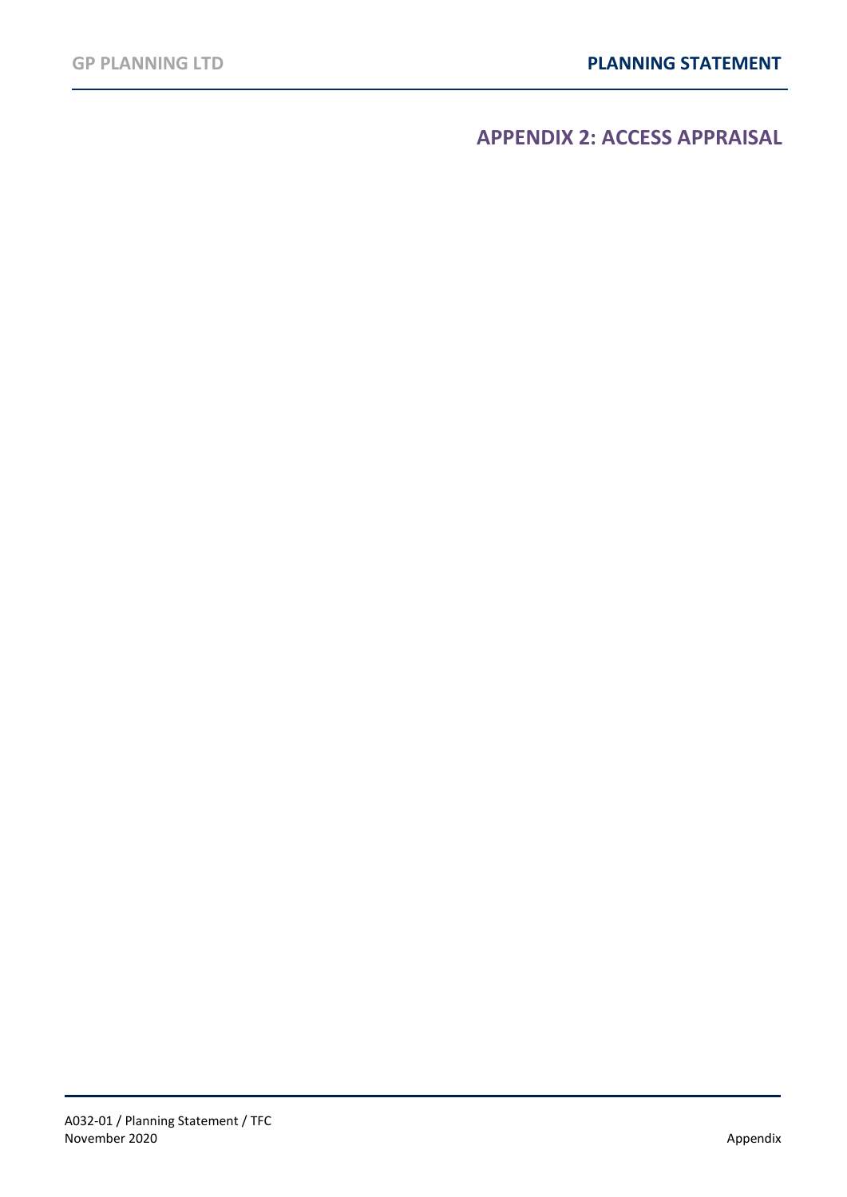# APPENDIX 2: ACCESS APPRAISAL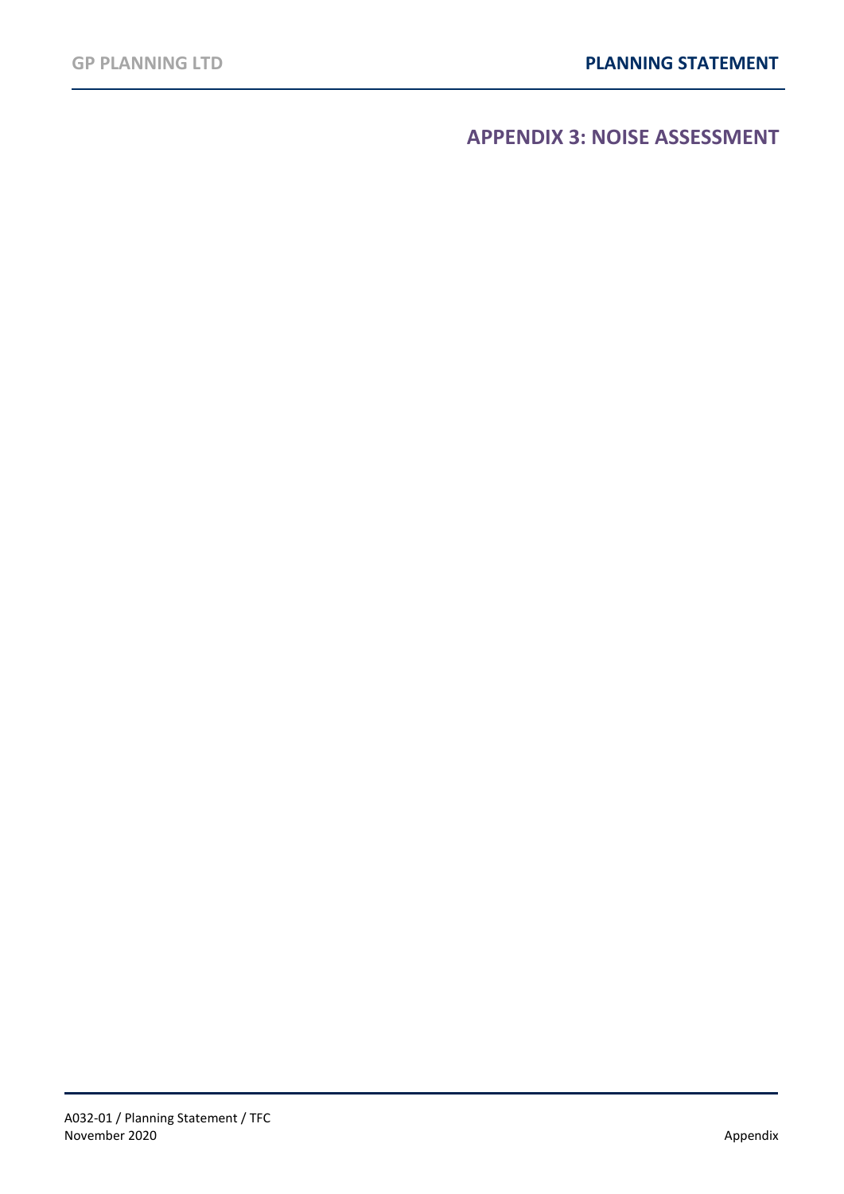# APPENDIX 3: NOISE ASSESSMENT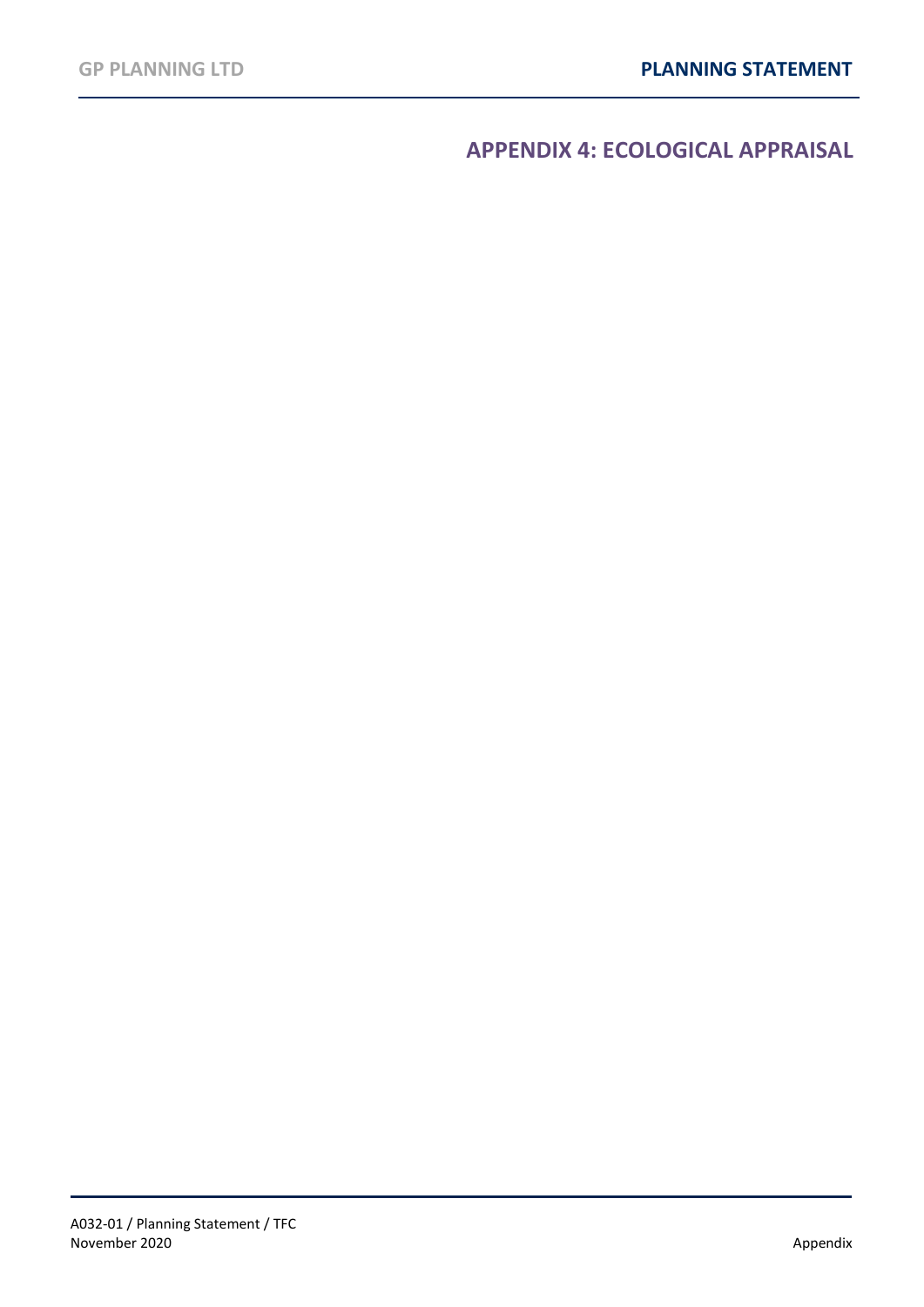# APPENDIX 4: ECOLOGICAL APPRAISAL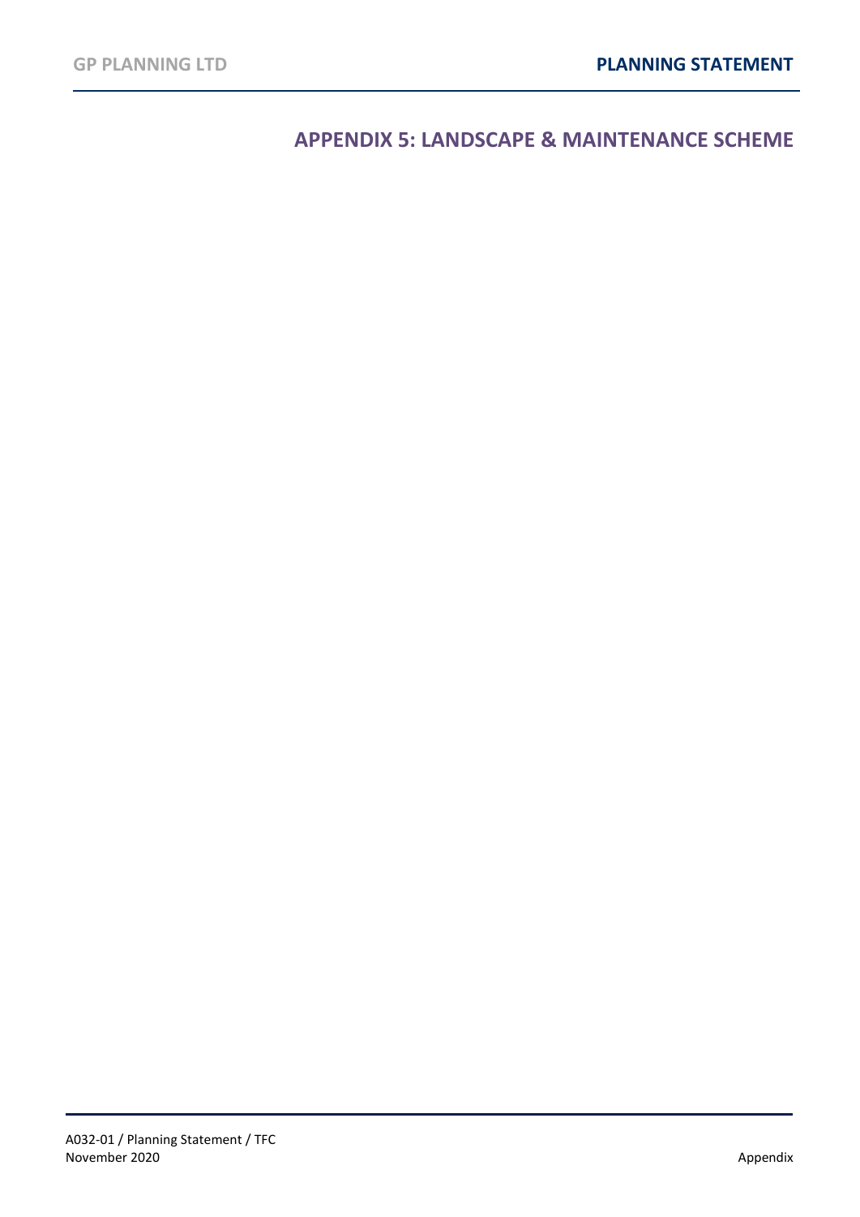## APPENDIX 5: LANDSCAPE & MAINTENANCE SCHEME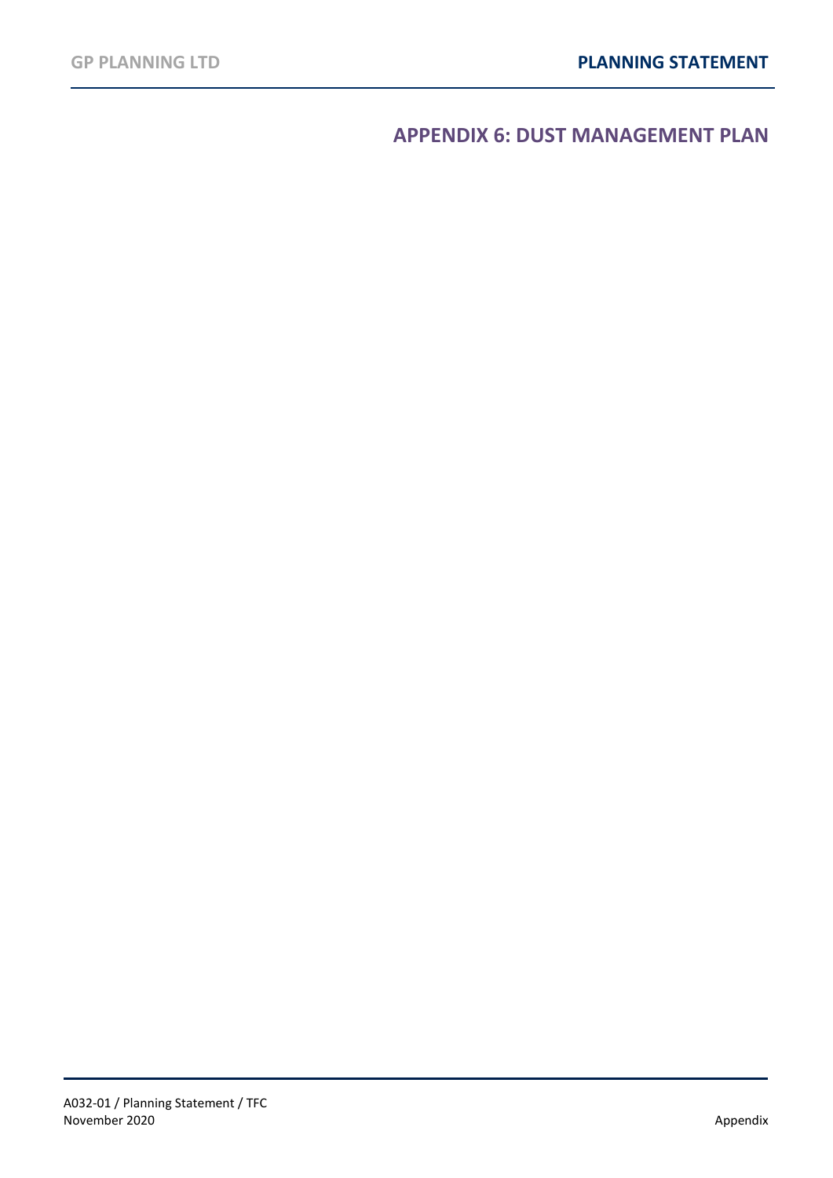# APPENDIX 6: DUST MANAGEMENT PLAN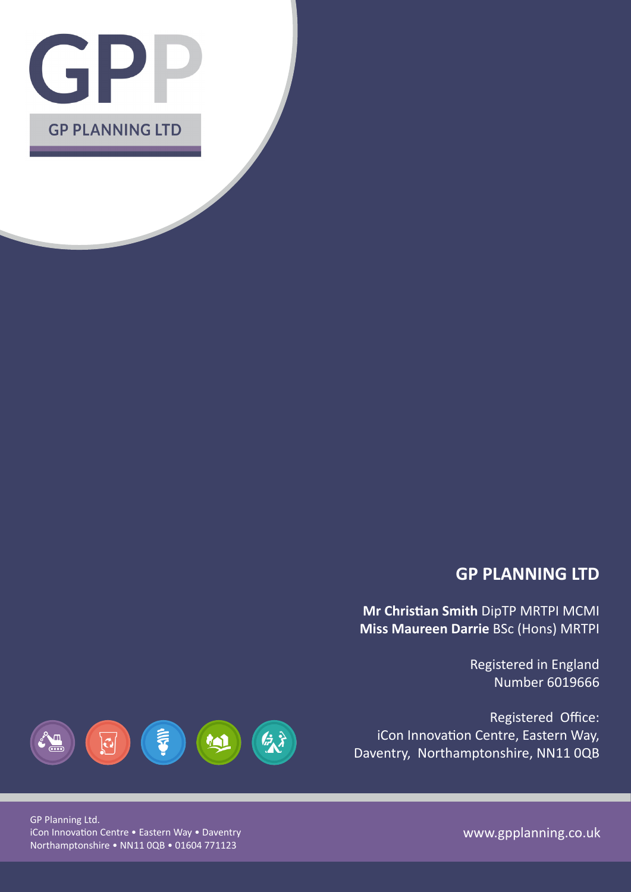GPP

GP PLANNING LTD

## GP PLANNING LTD

**Mr Christian Smith** DipTP MRTPI MCMI
**Miss Maureen Darrie** BSc (Hons) MRTPI

Registered in England
Number 6019666

Registered Office:
iCon Innovation Centre, Eastern Way,
Daventry, Northamptonshire, NN11 0QB

GP Planning Ltd.
iCon Innovation Centre • Eastern Way • Daventry
Northamptonshire • NN11 0QB • 01604 771123

www.gpplanning.co.uk